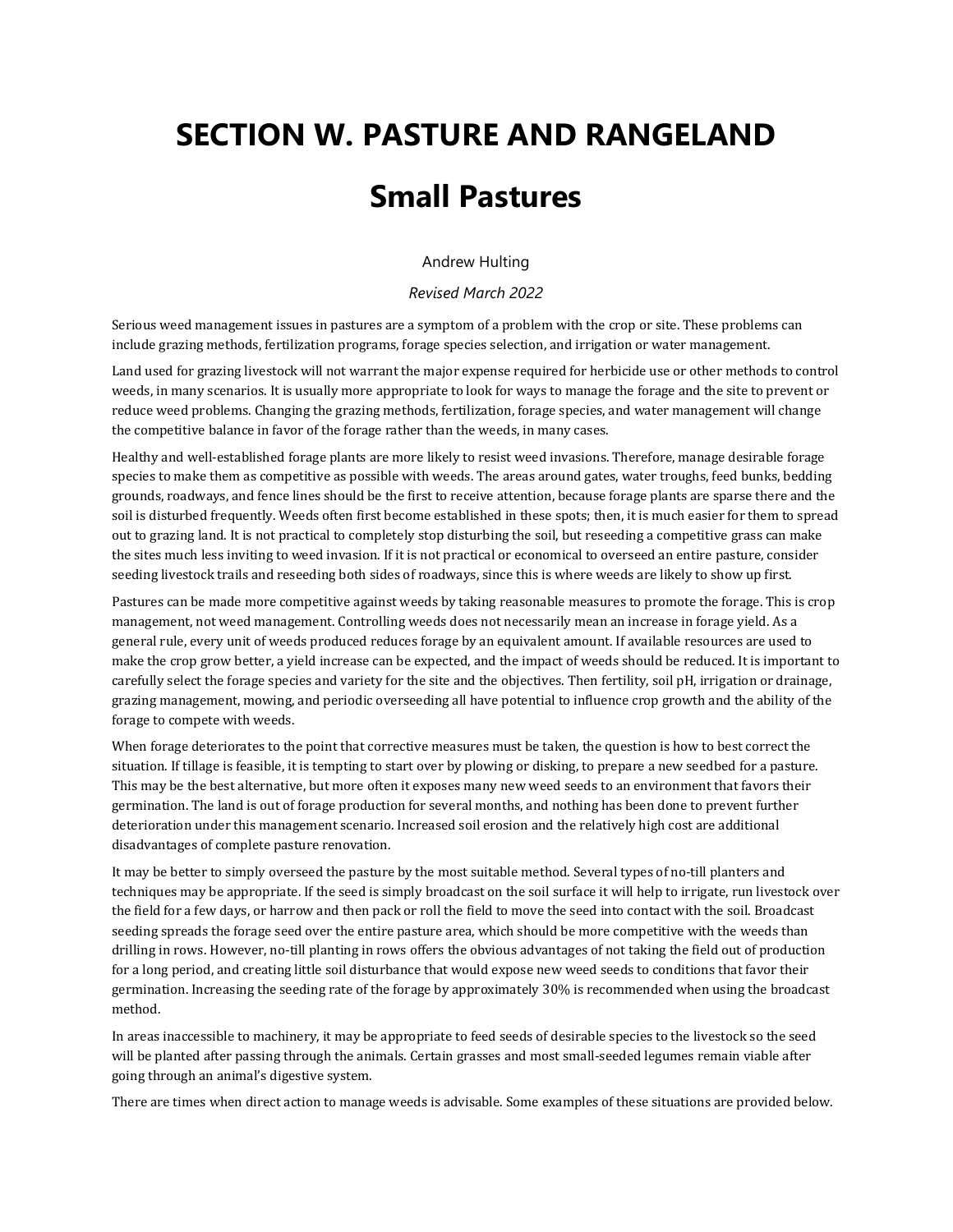# SECTION W. PASTURE AND RANGELAND

# Small Pastures

Andrew Hulting

*Revised March 2022*

Serious weed management issues in pastures are a symptom of a problem with the crop or site. These problems can include grazing methods, fertilization programs, forage species selection, and irrigation or water management.

Land used for grazing livestock will not warrant the major expense required for herbicide use or other methods to control weeds, in many scenarios. It is usually more appropriate to look for ways to manage the forage and the site to prevent or reduce weed problems. Changing the grazing methods, fertilization, forage species, and water management will change the competitive balance in favor of the forage rather than the weeds, in many cases.

Healthy and well-established forage plants are more likely to resist weed invasions. Therefore, manage desirable forage species to make them as competitive as possible with weeds. The areas around gates, water troughs, feed bunks, bedding grounds, roadways, and fence lines should be the first to receive attention, because forage plants are sparse there and the soil is disturbed frequently. Weeds often first become established in these spots; then, it is much easier for them to spread out to grazing land. It is not practical to completely stop disturbing the soil, but reseeding a competitive grass can make the sites much less inviting to weed invasion. If it is not practical or economical to overseed an entire pasture, consider seeding livestock trails and reseeding both sides of roadways, since this is where weeds are likely to show up first.

Pastures can be made more competitive against weeds by taking reasonable measures to promote the forage. This is crop management, not weed management. Controlling weeds does not necessarily mean an increase in forage yield. As a general rule, every unit of weeds produced reduces forage by an equivalent amount. If available resources are used to make the crop grow better, a yield increase can be expected, and the impact of weeds should be reduced. It is important to carefully select the forage species and variety for the site and the objectives. Then fertility, soil pH, irrigation or drainage, grazing management, mowing, and periodic overseeding all have potential to influence crop growth and the ability of the forage to compete with weeds.

When forage deteriorates to the point that corrective measures must be taken, the question is how to best correct the situation. If tillage is feasible, it is tempting to start over by plowing or disking, to prepare a new seedbed for a pasture. This may be the best alternative, but more often it exposes many new weed seeds to an environment that favors their germination. The land is out of forage production for several months, and nothing has been done to prevent further deterioration under this management scenario. Increased soil erosion and the relatively high cost are additional disadvantages of complete pasture renovation.

It may be better to simply overseed the pasture by the most suitable method. Several types of no-till planters and techniques may be appropriate. If the seed is simply broadcast on the soil surface it will help to irrigate, run livestock over the field for a few days, or harrow and then pack or roll the field to move the seed into contact with the soil. Broadcast seeding spreads the forage seed over the entire pasture area, which should be more competitive with the weeds than drilling in rows. However, no-till planting in rows offers the obvious advantages of not taking the field out of production for a long period, and creating little soil disturbance that would expose new weed seeds to conditions that favor their germination. Increasing the seeding rate of the forage by approximately 30% is recommended when using the broadcast method.

In areas inaccessible to machinery, it may be appropriate to feed seeds of desirable species to the livestock so the seed will be planted after passing through the animals. Certain grasses and most small-seeded legumes remain viable after going through an animal's digestive system.

There are times when direct action to manage weeds is advisable. Some examples of these situations are provided below.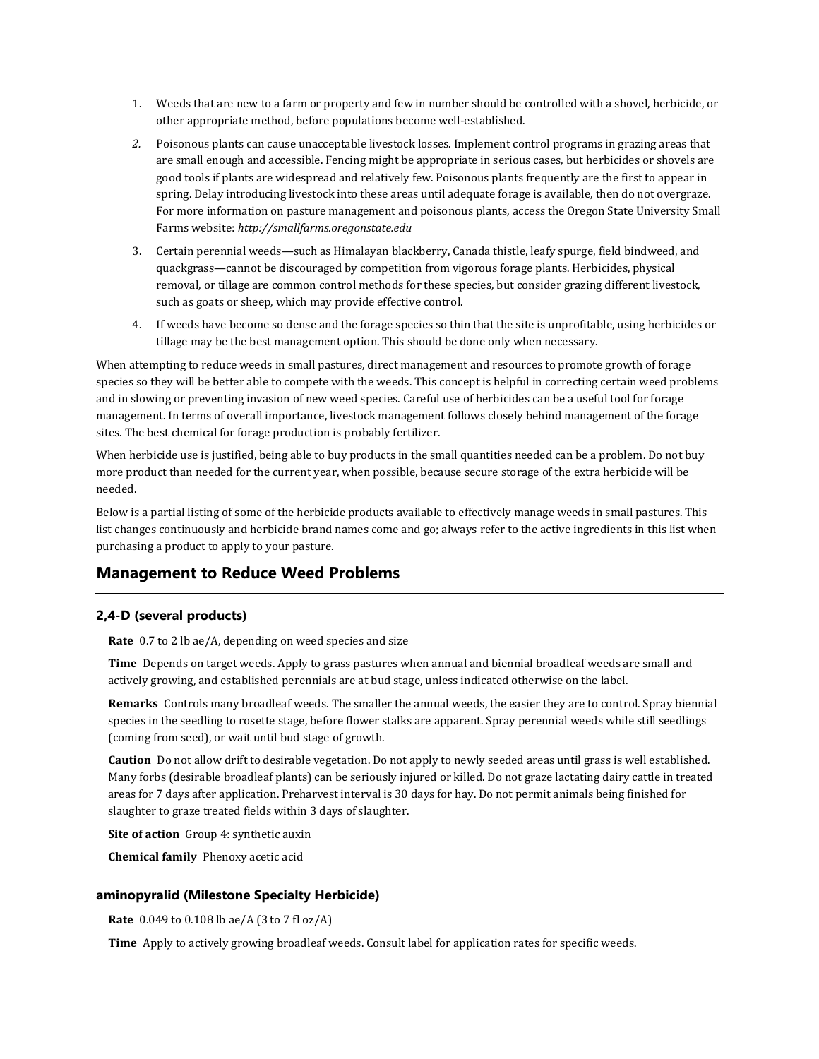1. Weeds that are new to a farm or property and few in number should be controlled with a shovel, herbicide, or other appropriate method, before populations become well-established.
2. Poisonous plants can cause unacceptable livestock losses. Implement control programs in grazing areas that are small enough and accessible. Fencing might be appropriate in serious cases, but herbicides or shovels are good tools if plants are widespread and relatively few. Poisonous plants frequently are the first to appear in spring. Delay introducing livestock into these areas until adequate forage is available, then do not overgraze. For more information on pasture management and poisonous plants, access the Oregon State University Small Farms website: *http://smallfarms.oregonstate.edu*
3. Certain perennial weeds—such as Himalayan blackberry, Canada thistle, leafy spurge, field bindweed, and quackgrass—cannot be discouraged by competition from vigorous forage plants. Herbicides, physical removal, or tillage are common control methods for these species, but consider grazing different livestock, such as goats or sheep, which may provide effective control.
4. If weeds have become so dense and the forage species so thin that the site is unprofitable, using herbicides or tillage may be the best management option. This should be done only when necessary.

When attempting to reduce weeds in small pastures, direct management and resources to promote growth of forage species so they will be better able to compete with the weeds. This concept is helpful in correcting certain weed problems and in slowing or preventing invasion of new weed species. Careful use of herbicides can be a useful tool for forage management. In terms of overall importance, livestock management follows closely behind management of the forage sites. The best chemical for forage production is probably fertilizer.

When herbicide use is justified, being able to buy products in the small quantities needed can be a problem. Do not buy more product than needed for the current year, when possible, because secure storage of the extra herbicide will be needed.

Below is a partial listing of some of the herbicide products available to effectively manage weeds in small pastures. This list changes continuously and herbicide brand names come and go; always refer to the active ingredients in this list when purchasing a product to apply to your pasture.

## Management to Reduce Weed Problems

### 2,4-D (several products)

**Rate** 0.7 to 2 lb ae/A, depending on weed species and size

**Time** Depends on target weeds. Apply to grass pastures when annual and biennial broadleaf weeds are small and actively growing, and established perennials are at bud stage, unless indicated otherwise on the label.

**Remarks** Controls many broadleaf weeds. The smaller the annual weeds, the easier they are to control. Spray biennial species in the seedling to rosette stage, before flower stalks are apparent. Spray perennial weeds while still seedlings (coming from seed), or wait until bud stage of growth.

**Caution** Do not allow drift to desirable vegetation. Do not apply to newly seeded areas until grass is well established. Many forbs (desirable broadleaf plants) can be seriously injured or killed. Do not graze lactating dairy cattle in treated areas for 7 days after application. Preharvest interval is 30 days for hay. Do not permit animals being finished for slaughter to graze treated fields within 3 days of slaughter.

**Site of action** Group 4: synthetic auxin

**Chemical family** Phenoxy acetic acid

### aminopyralid (Milestone Specialty Herbicide)

**Rate** 0.049 to 0.108 lb ae/A (3 to 7 fl oz/A)

**Time** Apply to actively growing broadleaf weeds. Consult label for application rates for specific weeds.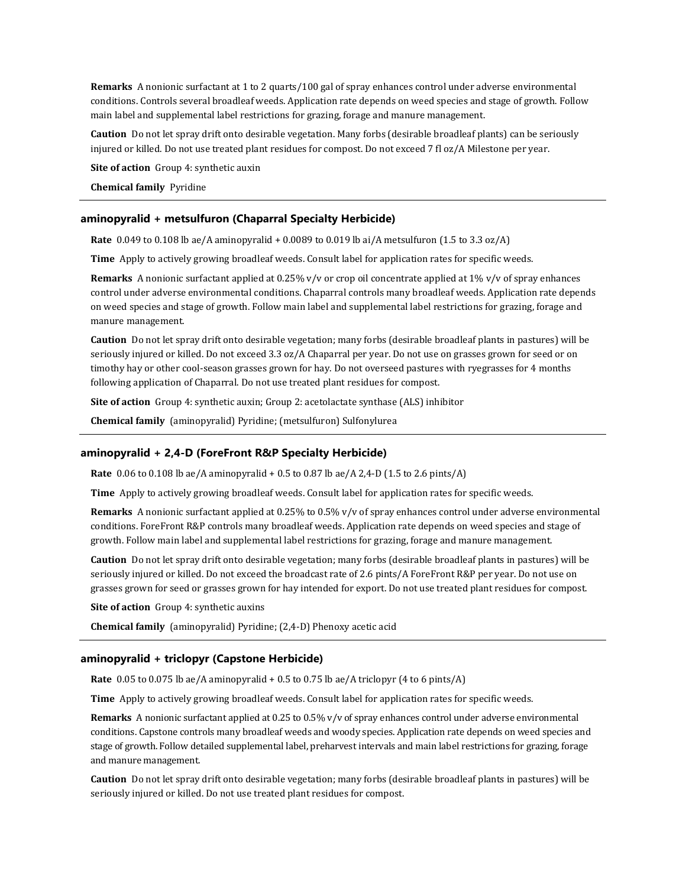**Remarks** A nonionic surfactant at 1 to 2 quarts/100 gal of spray enhances control under adverse environmental conditions. Controls several broadleaf weeds. Application rate depends on weed species and stage of growth. Follow main label and supplemental label restrictions for grazing, forage and manure management.

**Caution** Do not let spray drift onto desirable vegetation. Many forbs (desirable broadleaf plants) can be seriously injured or killed. Do not use treated plant residues for compost. Do not exceed 7 fl oz/A Milestone per year.

**Site of action** Group 4: synthetic auxin

**Chemical family** Pyridine

---

### aminopyralid + metsulfuron (Chaparral Specialty Herbicide)

**Rate** 0.049 to 0.108 lb ae/A aminopyralid + 0.0089 to 0.019 lb ai/A metsulfuron (1.5 to 3.3 oz/A)

**Time** Apply to actively growing broadleaf weeds. Consult label for application rates for specific weeds.

**Remarks** A nonionic surfactant applied at 0.25% v/v or crop oil concentrate applied at 1% v/v of spray enhances control under adverse environmental conditions. Chaparral controls many broadleaf weeds. Application rate depends on weed species and stage of growth. Follow main label and supplemental label restrictions for grazing, forage and manure management.

**Caution** Do not let spray drift onto desirable vegetation; many forbs (desirable broadleaf plants in pastures) will be seriously injured or killed. Do not exceed 3.3 oz/A Chaparral per year. Do not use on grasses grown for seed or on timothy hay or other cool-season grasses grown for hay. Do not overseed pastures with ryegrasses for 4 months following application of Chaparral. Do not use treated plant residues for compost.

**Site of action** Group 4: synthetic auxin; Group 2: acetolactate synthase (ALS) inhibitor

**Chemical family** (aminopyralid) Pyridine; (metsulfuron) Sulfonylurea

---

### aminopyralid + 2,4-D (ForeFront R&P Specialty Herbicide)

**Rate** 0.06 to 0.108 lb ae/A aminopyralid + 0.5 to 0.87 lb ae/A 2,4-D (1.5 to 2.6 pints/A)

**Time** Apply to actively growing broadleaf weeds. Consult label for application rates for specific weeds.

**Remarks** A nonionic surfactant applied at 0.25% to 0.5% v/v of spray enhances control under adverse environmental conditions. ForeFront R&P controls many broadleaf weeds. Application rate depends on weed species and stage of growth. Follow main label and supplemental label restrictions for grazing, forage and manure management.

**Caution** Do not let spray drift onto desirable vegetation; many forbs (desirable broadleaf plants in pastures) will be seriously injured or killed. Do not exceed the broadcast rate of 2.6 pints/A ForeFront R&P per year. Do not use on grasses grown for seed or grasses grown for hay intended for export. Do not use treated plant residues for compost.

**Site of action** Group 4: synthetic auxins

**Chemical family** (aminopyralid) Pyridine; (2,4-D) Phenoxy acetic acid

---

### aminopyralid + triclopyr (Capstone Herbicide)

**Rate** 0.05 to 0.075 lb ae/A aminopyralid + 0.5 to 0.75 lb ae/A triclopyr (4 to 6 pints/A)

**Time** Apply to actively growing broadleaf weeds. Consult label for application rates for specific weeds.

**Remarks** A nonionic surfactant applied at 0.25 to 0.5% v/v of spray enhances control under adverse environmental conditions. Capstone controls many broadleaf weeds and woody species. Application rate depends on weed species and stage of growth. Follow detailed supplemental label, preharvest intervals and main label restrictions for grazing, forage and manure management.

**Caution** Do not let spray drift onto desirable vegetation; many forbs (desirable broadleaf plants in pastures) will be seriously injured or killed. Do not use treated plant residues for compost.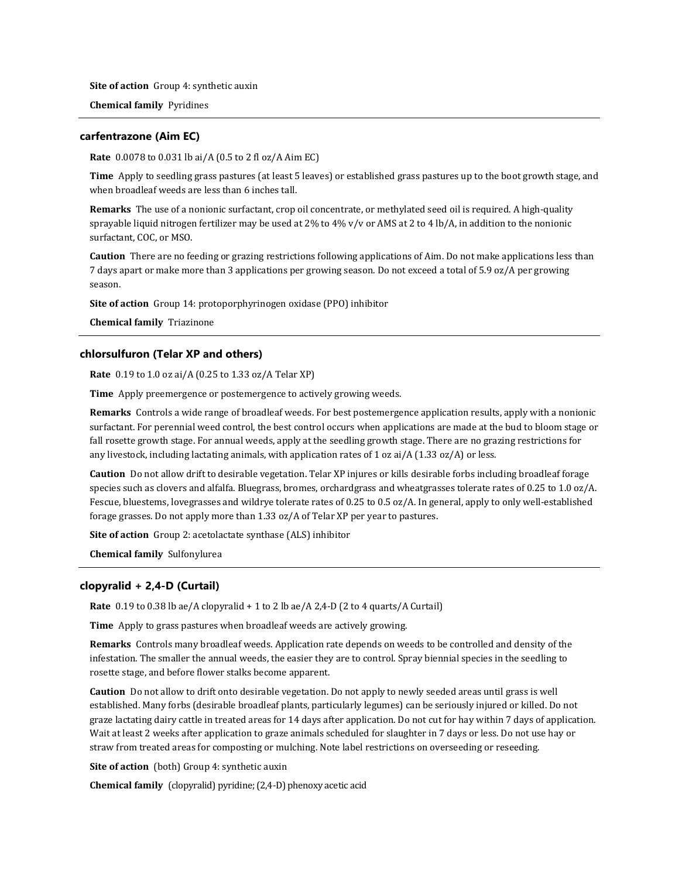**Site of action** Group 4: synthetic auxin

**Chemical family** Pyridines

---

### carfentrazone (Aim EC)

**Rate** 0.0078 to 0.031 lb ai/A (0.5 to 2 fl oz/A Aim EC)

**Time** Apply to seedling grass pastures (at least 5 leaves) or established grass pastures up to the boot growth stage, and when broadleaf weeds are less than 6 inches tall.

**Remarks** The use of a nonionic surfactant, crop oil concentrate, or methylated seed oil is required. A high-quality sprayable liquid nitrogen fertilizer may be used at 2% to 4% v/v or AMS at 2 to 4 lb/A, in addition to the nonionic surfactant, COC, or MSO.

**Caution** There are no feeding or grazing restrictions following applications of Aim. Do not make applications less than 7 days apart or make more than 3 applications per growing season. Do not exceed a total of 5.9 oz/A per growing season.

**Site of action** Group 14: protoporphyrinogen oxidase (PPO) inhibitor

**Chemical family** Triazinone

---

### chlorsulfuron (Telar XP and others)

**Rate** 0.19 to 1.0 oz ai/A (0.25 to 1.33 oz/A Telar XP)

**Time** Apply preemergence or postemergence to actively growing weeds.

**Remarks** Controls a wide range of broadleaf weeds. For best postemergence application results, apply with a nonionic surfactant. For perennial weed control, the best control occurs when applications are made at the bud to bloom stage or fall rosette growth stage. For annual weeds, apply at the seedling growth stage. There are no grazing restrictions for any livestock, including lactating animals, with application rates of 1 oz ai/A (1.33 oz/A) or less.

**Caution** Do not allow drift to desirable vegetation. Telar XP injures or kills desirable forbs including broadleaf forage species such as clovers and alfalfa. Bluegrass, bromes, orchardgrass and wheatgrasses tolerate rates of 0.25 to 1.0 oz/A. Fescue, bluestems, lovegrasses and wildrye tolerate rates of 0.25 to 0.5 oz/A. In general, apply to only well-established forage grasses. Do not apply more than 1.33 oz/A of Telar XP per year to pastures.

**Site of action** Group 2: acetolactate synthase (ALS) inhibitor

**Chemical family** Sulfonylurea

---

### clopyralid + 2,4-D (Curtail)

**Rate** 0.19 to 0.38 lb ae/A clopyralid + 1 to 2 lb ae/A 2,4-D (2 to 4 quarts/A Curtail)

**Time** Apply to grass pastures when broadleaf weeds are actively growing.

**Remarks** Controls many broadleaf weeds. Application rate depends on weeds to be controlled and density of the infestation. The smaller the annual weeds, the easier they are to control. Spray biennial species in the seedling to rosette stage, and before flower stalks become apparent.

**Caution** Do not allow to drift onto desirable vegetation. Do not apply to newly seeded areas until grass is well established. Many forbs (desirable broadleaf plants, particularly legumes) can be seriously injured or killed. Do not graze lactating dairy cattle in treated areas for 14 days after application. Do not cut for hay within 7 days of application. Wait at least 2 weeks after application to graze animals scheduled for slaughter in 7 days or less. Do not use hay or straw from treated areas for composting or mulching. Note label restrictions on overseeding or reseeding.

**Site of action** (both) Group 4: synthetic auxin

**Chemical family** (clopyralid) pyridine; (2,4-D) phenoxy acetic acid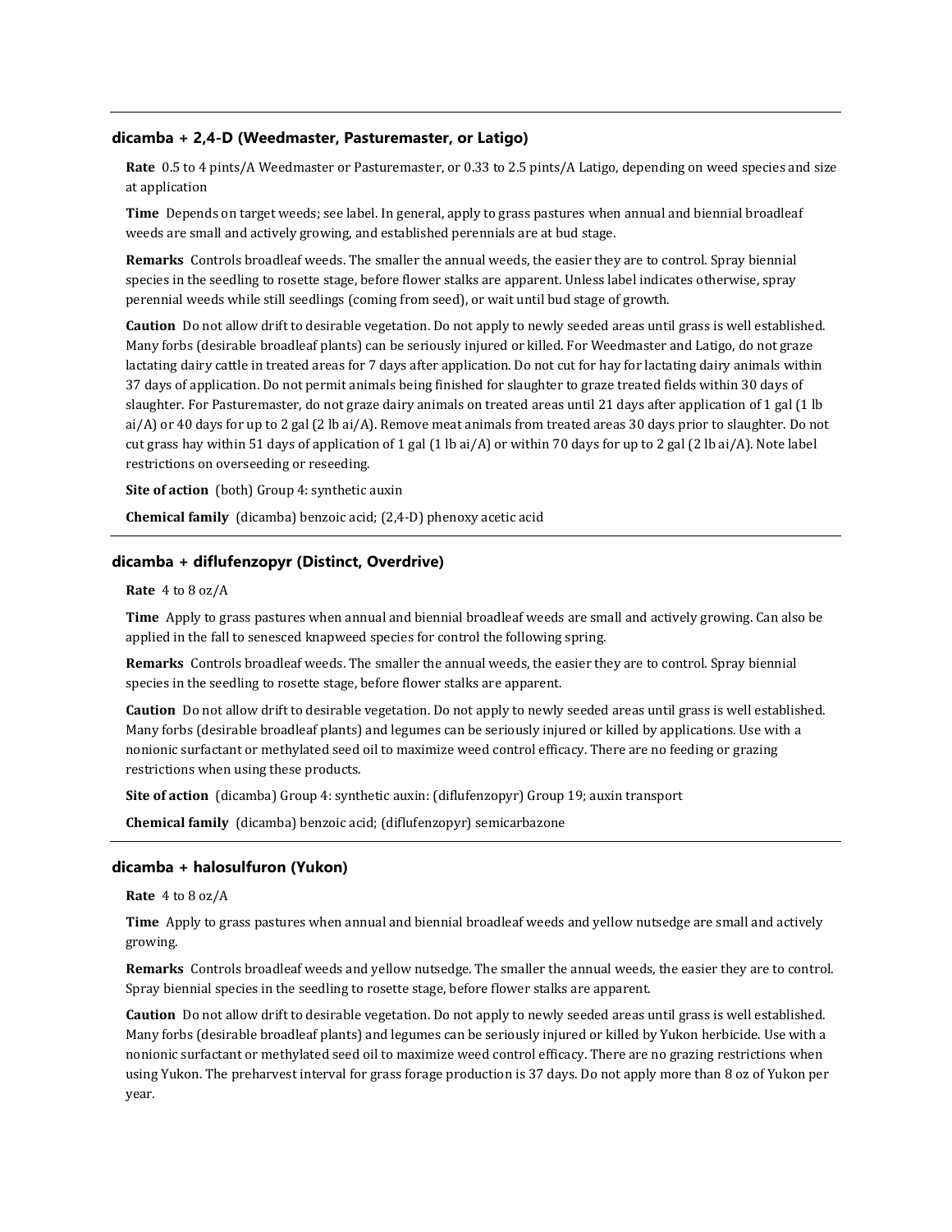### dicamba + 2,4-D (Weedmaster, Pasturemaster, or Latigo)

**Rate** 0.5 to 4 pints/A Weedmaster or Pasturemaster, or 0.33 to 2.5 pints/A Latigo, depending on weed species and size at application

**Time** Depends on target weeds; see label. In general, apply to grass pastures when annual and biennial broadleaf weeds are small and actively growing, and established perennials are at bud stage.

**Remarks** Controls broadleaf weeds. The smaller the annual weeds, the easier they are to control. Spray biennial species in the seedling to rosette stage, before flower stalks are apparent. Unless label indicates otherwise, spray perennial weeds while still seedlings (coming from seed), or wait until bud stage of growth.

**Caution** Do not allow drift to desirable vegetation. Do not apply to newly seeded areas until grass is well established. Many forbs (desirable broadleaf plants) can be seriously injured or killed. For Weedmaster and Latigo, do not graze lactating dairy cattle in treated areas for 7 days after application. Do not cut for hay for lactating dairy animals within 37 days of application. Do not permit animals being finished for slaughter to graze treated fields within 30 days of slaughter. For Pasturemaster, do not graze dairy animals on treated areas until 21 days after application of 1 gal (1 lb ai/A) or 40 days for up to 2 gal (2 lb ai/A). Remove meat animals from treated areas 30 days prior to slaughter. Do not cut grass hay within 51 days of application of 1 gal (1 lb ai/A) or within 70 days for up to 2 gal (2 lb ai/A). Note label restrictions on overseeding or reseeding.

**Site of action** (both) Group 4: synthetic auxin

**Chemical family** (dicamba) benzoic acid; (2,4-D) phenoxy acetic acid

### dicamba + diflufenzopyr (Distinct, Overdrive)

**Rate** 4 to 8 oz/A

**Time** Apply to grass pastures when annual and biennial broadleaf weeds are small and actively growing. Can also be applied in the fall to senesced knapweed species for control the following spring.

**Remarks** Controls broadleaf weeds. The smaller the annual weeds, the easier they are to control. Spray biennial species in the seedling to rosette stage, before flower stalks are apparent.

**Caution** Do not allow drift to desirable vegetation. Do not apply to newly seeded areas until grass is well established. Many forbs (desirable broadleaf plants) and legumes can be seriously injured or killed by applications. Use with a nonionic surfactant or methylated seed oil to maximize weed control efficacy. There are no feeding or grazing restrictions when using these products.

**Site of action** (dicamba) Group 4: synthetic auxin: (diflufenzopyr) Group 19; auxin transport

**Chemical family** (dicamba) benzoic acid; (diflufenzopyr) semicarbazone

### dicamba + halosulfuron (Yukon)

**Rate** 4 to 8 oz/A

**Time** Apply to grass pastures when annual and biennial broadleaf weeds and yellow nutsedge are small and actively growing.

**Remarks** Controls broadleaf weeds and yellow nutsedge. The smaller the annual weeds, the easier they are to control. Spray biennial species in the seedling to rosette stage, before flower stalks are apparent.

**Caution** Do not allow drift to desirable vegetation. Do not apply to newly seeded areas until grass is well established. Many forbs (desirable broadleaf plants) and legumes can be seriously injured or killed by Yukon herbicide. Use with a nonionic surfactant or methylated seed oil to maximize weed control efficacy. There are no grazing restrictions when using Yukon. The preharvest interval for grass forage production is 37 days. Do not apply more than 8 oz of Yukon per year.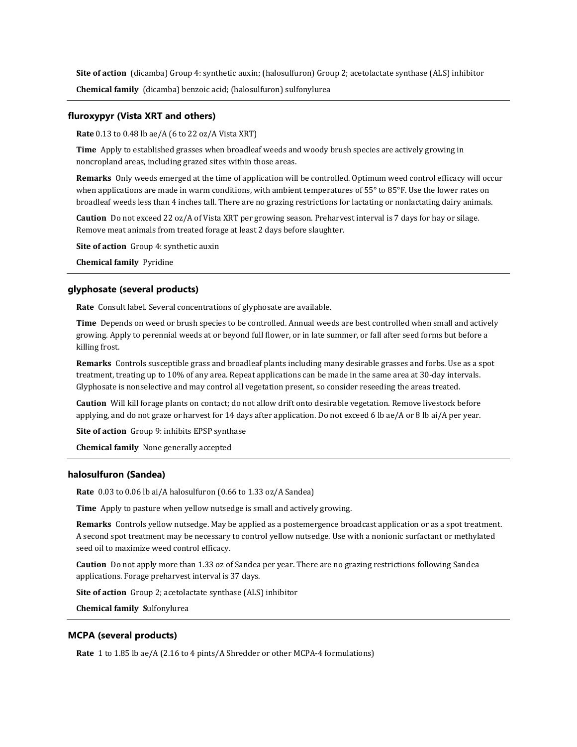**Site of action** (dicamba) Group 4: synthetic auxin; (halosulfuron) Group 2; acetolactate synthase (ALS) inhibitor

**Chemical family** (dicamba) benzoic acid; (halosulfuron) sulfonylurea

---

### fluroxypyr (Vista XRT and others)

**Rate** 0.13 to 0.48 lb ae/A (6 to 22 oz/A Vista XRT)

**Time** Apply to established grasses when broadleaf weeds and woody brush species are actively growing in noncropland areas, including grazed sites within those areas.

**Remarks** Only weeds emerged at the time of application will be controlled. Optimum weed control efficacy will occur when applications are made in warm conditions, with ambient temperatures of 55° to 85°F. Use the lower rates on broadleaf weeds less than 4 inches tall. There are no grazing restrictions for lactating or nonlactating dairy animals.

**Caution** Do not exceed 22 oz/A of Vista XRT per growing season. Preharvest interval is 7 days for hay or silage. Remove meat animals from treated forage at least 2 days before slaughter.

**Site of action** Group 4: synthetic auxin

**Chemical family** Pyridine

---

### glyphosate (several products)

**Rate** Consult label. Several concentrations of glyphosate are available.

**Time** Depends on weed or brush species to be controlled. Annual weeds are best controlled when small and actively growing. Apply to perennial weeds at or beyond full flower, or in late summer, or fall after seed forms but before a killing frost.

**Remarks** Controls susceptible grass and broadleaf plants including many desirable grasses and forbs. Use as a spot treatment, treating up to 10% of any area. Repeat applications can be made in the same area at 30-day intervals. Glyphosate is nonselective and may control all vegetation present, so consider reseeding the areas treated.

**Caution** Will kill forage plants on contact; do not allow drift onto desirable vegetation. Remove livestock before applying, and do not graze or harvest for 14 days after application. Do not exceed 6 lb ae/A or 8 lb ai/A per year.

**Site of action** Group 9: inhibits EPSP synthase

**Chemical family** None generally accepted

---

### halosulfuron (Sandea)

**Rate** 0.03 to 0.06 lb ai/A halosulfuron (0.66 to 1.33 oz/A Sandea)

**Time** Apply to pasture when yellow nutsedge is small and actively growing.

**Remarks** Controls yellow nutsedge. May be applied as a postemergence broadcast application or as a spot treatment. A second spot treatment may be necessary to control yellow nutsedge. Use with a nonionic surfactant or methylated seed oil to maximize weed control efficacy.

**Caution** Do not apply more than 1.33 oz of Sandea per year. There are no grazing restrictions following Sandea applications. Forage preharvest interval is 37 days.

**Site of action** Group 2; acetolactate synthase (ALS) inhibitor

**Chemical family** Sulfonylurea

---

### MCPA (several products)

**Rate** 1 to 1.85 lb ae/A (2.16 to 4 pints/A Shredder or other MCPA-4 formulations)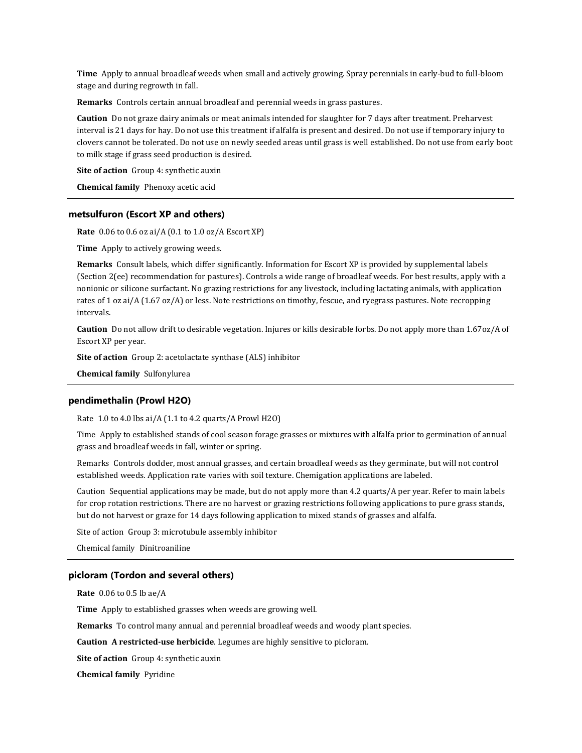**Time** Apply to annual broadleaf weeds when small and actively growing. Spray perennials in early-bud to full-bloom stage and during regrowth in fall.

**Remarks** Controls certain annual broadleaf and perennial weeds in grass pastures.

**Caution** Do not graze dairy animals or meat animals intended for slaughter for 7 days after treatment. Preharvest interval is 21 days for hay. Do not use this treatment if alfalfa is present and desired. Do not use if temporary injury to clovers cannot be tolerated. Do not use on newly seeded areas until grass is well established. Do not use from early boot to milk stage if grass seed production is desired.

**Site of action** Group 4: synthetic auxin

**Chemical family** Phenoxy acetic acid

---

### metsulfuron (Escort XP and others)

**Rate** 0.06 to 0.6 oz ai/A (0.1 to 1.0 oz/A Escort XP)

**Time** Apply to actively growing weeds.

**Remarks** Consult labels, which differ significantly. Information for Escort XP is provided by supplemental labels (Section 2(ee) recommendation for pastures). Controls a wide range of broadleaf weeds. For best results, apply with a nonionic or silicone surfactant. No grazing restrictions for any livestock, including lactating animals, with application rates of 1 oz ai/A (1.67 oz/A) or less. Note restrictions on timothy, fescue, and ryegrass pastures. Note recropping intervals.

**Caution** Do not allow drift to desirable vegetation. Injures or kills desirable forbs. Do not apply more than 1.67oz/A of Escort XP per year.

**Site of action** Group 2: acetolactate synthase (ALS) inhibitor

**Chemical family** Sulfonylurea

---

### pendimethalin (Prowl H2O)

Rate 1.0 to 4.0 lbs ai/A (1.1 to 4.2 quarts/A Prowl H2O)

Time Apply to established stands of cool season forage grasses or mixtures with alfalfa prior to germination of annual grass and broadleaf weeds in fall, winter or spring.

Remarks Controls dodder, most annual grasses, and certain broadleaf weeds as they germinate, but will not control established weeds. Application rate varies with soil texture. Chemigation applications are labeled.

Caution Sequential applications may be made, but do not apply more than 4.2 quarts/A per year. Refer to main labels for crop rotation restrictions. There are no harvest or grazing restrictions following applications to pure grass stands, but do not harvest or graze for 14 days following application to mixed stands of grasses and alfalfa.

Site of action Group 3: microtubule assembly inhibitor

Chemical family Dinitroaniline

---

### picloram (Tordon and several others)

**Rate** 0.06 to 0.5 lb ae/A

**Time** Apply to established grasses when weeds are growing well.

**Remarks** To control many annual and perennial broadleaf weeds and woody plant species.

**Caution** **A restricted-use herbicide**. Legumes are highly sensitive to picloram.

**Site of action** Group 4: synthetic auxin

**Chemical family** Pyridine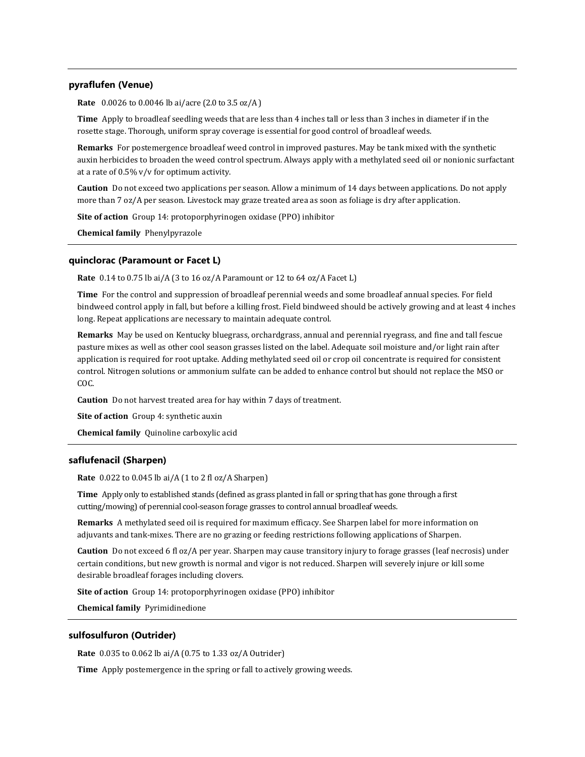### pyraflufen (Venue)

**Rate** 0.0026 to 0.0046 lb ai/acre (2.0 to 3.5 oz/A)

**Time** Apply to broadleaf seedling weeds that are less than 4 inches tall or less than 3 inches in diameter if in the rosette stage. Thorough, uniform spray coverage is essential for good control of broadleaf weeds.

**Remarks** For postemergence broadleaf weed control in improved pastures. May be tank mixed with the synthetic auxin herbicides to broaden the weed control spectrum. Always apply with a methylated seed oil or nonionic surfactant at a rate of 0.5% v/v for optimum activity.

**Caution** Do not exceed two applications per season. Allow a minimum of 14 days between applications. Do not apply more than 7 oz/A per season. Livestock may graze treated area as soon as foliage is dry after application.

**Site of action** Group 14: protoporphyrinogen oxidase (PPO) inhibitor

**Chemical family** Phenylpyrazole

### quinclorac (Paramount or Facet L)

**Rate** 0.14 to 0.75 lb ai/A (3 to 16 oz/A Paramount or 12 to 64 oz/A Facet L)

**Time** For the control and suppression of broadleaf perennial weeds and some broadleaf annual species. For field bindweed control apply in fall, but before a killing frost. Field bindweed should be actively growing and at least 4 inches long. Repeat applications are necessary to maintain adequate control.

**Remarks** May be used on Kentucky bluegrass, orchardgrass, annual and perennial ryegrass, and fine and tall fescue pasture mixes as well as other cool season grasses listed on the label. Adequate soil moisture and/or light rain after application is required for root uptake. Adding methylated seed oil or crop oil concentrate is required for consistent control. Nitrogen solutions or ammonium sulfate can be added to enhance control but should not replace the MSO or COC.

**Caution** Do not harvest treated area for hay within 7 days of treatment.

**Site of action** Group 4: synthetic auxin

**Chemical family** Quinoline carboxylic acid

### saflufenacil (Sharpen)

**Rate** 0.022 to 0.045 lb ai/A (1 to 2 fl oz/A Sharpen)

**Time** Apply only to established stands (defined as grass planted in fall or spring that has gone through a first cutting/mowing) of perennial cool-season forage grasses to control annual broadleaf weeds.

**Remarks** A methylated seed oil is required for maximum efficacy. See Sharpen label for more information on adjuvants and tank-mixes. There are no grazing or feeding restrictions following applications of Sharpen.

**Caution** Do not exceed 6 fl oz/A per year. Sharpen may cause transitory injury to forage grasses (leaf necrosis) under certain conditions, but new growth is normal and vigor is not reduced. Sharpen will severely injure or kill some desirable broadleaf forages including clovers.

**Site of action** Group 14: protoporphyrinogen oxidase (PPO) inhibitor

**Chemical family** Pyrimidinedione

### sulfosulfuron (Outrider)

**Rate** 0.035 to 0.062 lb ai/A (0.75 to 1.33 oz/A Outrider)

**Time** Apply postemergence in the spring or fall to actively growing weeds.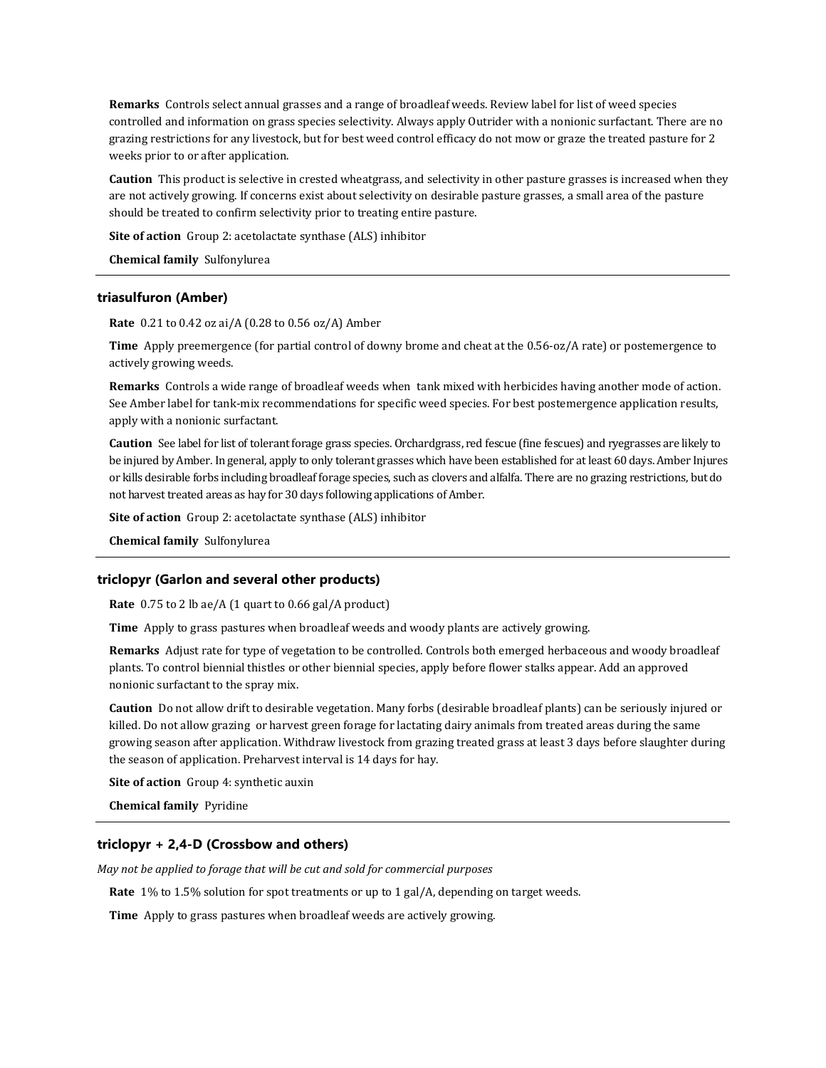**Remarks** Controls select annual grasses and a range of broadleaf weeds. Review label for list of weed species controlled and information on grass species selectivity. Always apply Outrider with a nonionic surfactant. There are no grazing restrictions for any livestock, but for best weed control efficacy do not mow or graze the treated pasture for 2 weeks prior to or after application.

**Caution** This product is selective in crested wheatgrass, and selectivity in other pasture grasses is increased when they are not actively growing. If concerns exist about selectivity on desirable pasture grasses, a small area of the pasture should be treated to confirm selectivity prior to treating entire pasture.

**Site of action** Group 2: acetolactate synthase (ALS) inhibitor

**Chemical family** Sulfonylurea

---

### triasulfuron (Amber)

**Rate** 0.21 to 0.42 oz ai/A (0.28 to 0.56 oz/A) Amber

**Time** Apply preemergence (for partial control of downy brome and cheat at the 0.56-oz/A rate) or postemergence to actively growing weeds.

**Remarks** Controls a wide range of broadleaf weeds when tank mixed with herbicides having another mode of action. See Amber label for tank-mix recommendations for specific weed species. For best postemergence application results, apply with a nonionic surfactant.

**Caution** See label for list of tolerant forage grass species. Orchardgrass, red fescue (fine fescues) and ryegrasses are likely to be injured by Amber. In general, apply to only tolerant grasses which have been established for at least 60 days. Amber Injures or kills desirable forbs including broadleaf forage species, such as clovers and alfalfa. There are no grazing restrictions, but do not harvest treated areas as hay for 30 days following applications of Amber.

**Site of action** Group 2: acetolactate synthase (ALS) inhibitor

**Chemical family** Sulfonylurea

---

### triclopyr (Garlon and several other products)

**Rate** 0.75 to 2 lb ae/A (1 quart to 0.66 gal/A product)

**Time** Apply to grass pastures when broadleaf weeds and woody plants are actively growing.

**Remarks** Adjust rate for type of vegetation to be controlled. Controls both emerged herbaceous and woody broadleaf plants. To control biennial thistles or other biennial species, apply before flower stalks appear. Add an approved nonionic surfactant to the spray mix.

**Caution** Do not allow drift to desirable vegetation. Many forbs (desirable broadleaf plants) can be seriously injured or killed. Do not allow grazing or harvest green forage for lactating dairy animals from treated areas during the same growing season after application. Withdraw livestock from grazing treated grass at least 3 days before slaughter during the season of application. Preharvest interval is 14 days for hay.

**Site of action** Group 4: synthetic auxin

**Chemical family** Pyridine

---

### triclopyr + 2,4-D (Crossbow and others)

*May not be applied to forage that will be cut and sold for commercial purposes*

**Rate** 1% to 1.5% solution for spot treatments or up to 1 gal/A, depending on target weeds.

**Time** Apply to grass pastures when broadleaf weeds are actively growing.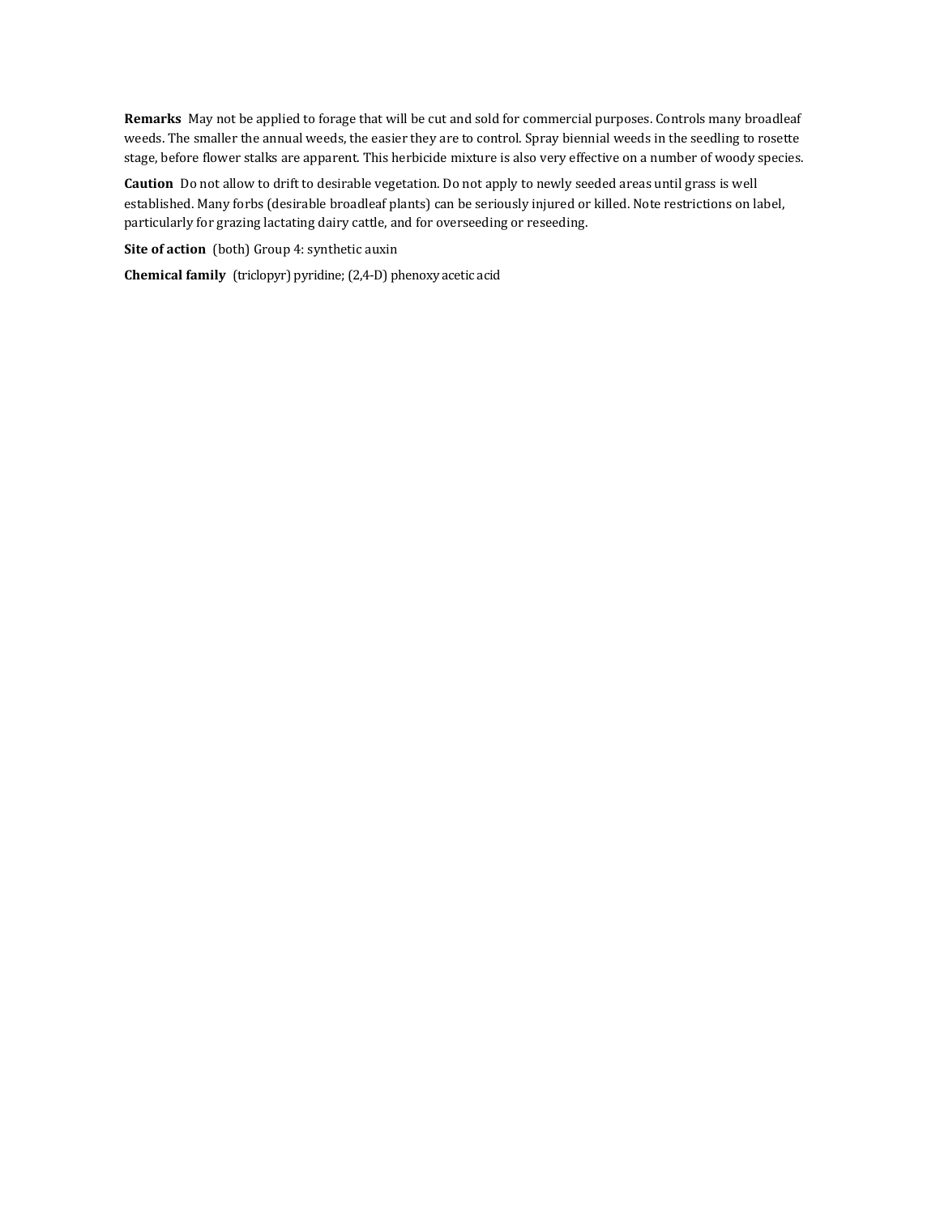**Remarks** May not be applied to forage that will be cut and sold for commercial purposes. Controls many broadleaf weeds. The smaller the annual weeds, the easier they are to control. Spray biennial weeds in the seedling to rosette stage, before flower stalks are apparent. This herbicide mixture is also very effective on a number of woody species.

**Caution** Do not allow to drift to desirable vegetation. Do not apply to newly seeded areas until grass is well established. Many forbs (desirable broadleaf plants) can be seriously injured or killed. Note restrictions on label, particularly for grazing lactating dairy cattle, and for overseeding or reseeding.

**Site of action** (both) Group 4: synthetic auxin

**Chemical family** (triclopyr) pyridine; (2,4-D) phenoxy acetic acid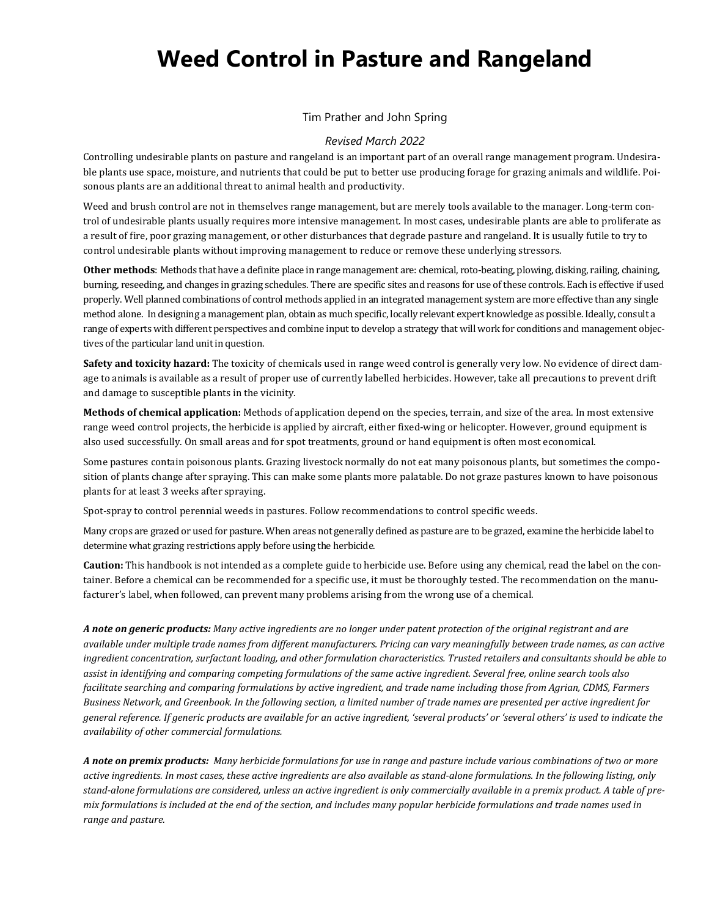# Weed Control in Pasture and Rangeland

Tim Prather and John Spring

*Revised March 2022*

Controlling undesirable plants on pasture and rangeland is an important part of an overall range management program. Undesirable plants use space, moisture, and nutrients that could be put to better use producing forage for grazing animals and wildlife. Poisonous plants are an additional threat to animal health and productivity.

Weed and brush control are not in themselves range management, but are merely tools available to the manager. Long-term control of undesirable plants usually requires more intensive management. In most cases, undesirable plants are able to proliferate as a result of fire, poor grazing management, or other disturbances that degrade pasture and rangeland. It is usually futile to try to control undesirable plants without improving management to reduce or remove these underlying stressors.

**Other methods**: Methods that have a definite place in range management are: chemical, roto-beating, plowing, disking, railing, chaining, burning, reseeding, and changes in grazing schedules. There are specific sites and reasons for use of these controls. Each is effective if used properly. Well planned combinations of control methods applied in an integrated management system are more effective than any single method alone. In designing a management plan, obtain as much specific, locally relevant expert knowledge as possible. Ideally, consult a range of experts with different perspectives and combine input to develop a strategy that will work for conditions and management objectives of the particular land unit in question.

**Safety and toxicity hazard:** The toxicity of chemicals used in range weed control is generally very low. No evidence of direct damage to animals is available as a result of proper use of currently labelled herbicides. However, take all precautions to prevent drift and damage to susceptible plants in the vicinity.

**Methods of chemical application:** Methods of application depend on the species, terrain, and size of the area. In most extensive range weed control projects, the herbicide is applied by aircraft, either fixed-wing or helicopter. However, ground equipment is also used successfully. On small areas and for spot treatments, ground or hand equipment is often most economical.

Some pastures contain poisonous plants. Grazing livestock normally do not eat many poisonous plants, but sometimes the composition of plants change after spraying. This can make some plants more palatable. Do not graze pastures known to have poisonous plants for at least 3 weeks after spraying.

Spot-spray to control perennial weeds in pastures. Follow recommendations to control specific weeds.

Many crops are grazed or used for pasture. When areas not generally defined as pasture are to be grazed, examine the herbicide label to determine what grazing restrictions apply before using the herbicide.

**Caution:** This handbook is not intended as a complete guide to herbicide use. Before using any chemical, read the label on the container. Before a chemical can be recommended for a specific use, it must be thoroughly tested. The recommendation on the manufacturer's label, when followed, can prevent many problems arising from the wrong use of a chemical.

***A note on generic products:*** *Many active ingredients are no longer under patent protection of the original registrant and are available under multiple trade names from different manufacturers. Pricing can vary meaningfully between trade names, as can active ingredient concentration, surfactant loading, and other formulation characteristics. Trusted retailers and consultants should be able to assist in identifying and comparing competing formulations of the same active ingredient. Several free, online search tools also facilitate searching and comparing formulations by active ingredient, and trade name including those from Agrian, CDMS, Farmers Business Network, and Greenbook. In the following section, a limited number of trade names are presented per active ingredient for general reference. If generic products are available for an active ingredient, 'several products' or 'several others' is used to indicate the availability of other commercial formulations.*

***A note on premix products:*** *Many herbicide formulations for use in range and pasture include various combinations of two or more active ingredients. In most cases, these active ingredients are also available as stand-alone formulations. In the following listing, only stand-alone formulations are considered, unless an active ingredient is only commercially available in a premix product. A table of premix formulations is included at the end of the section, and includes many popular herbicide formulations and trade names used in range and pasture.*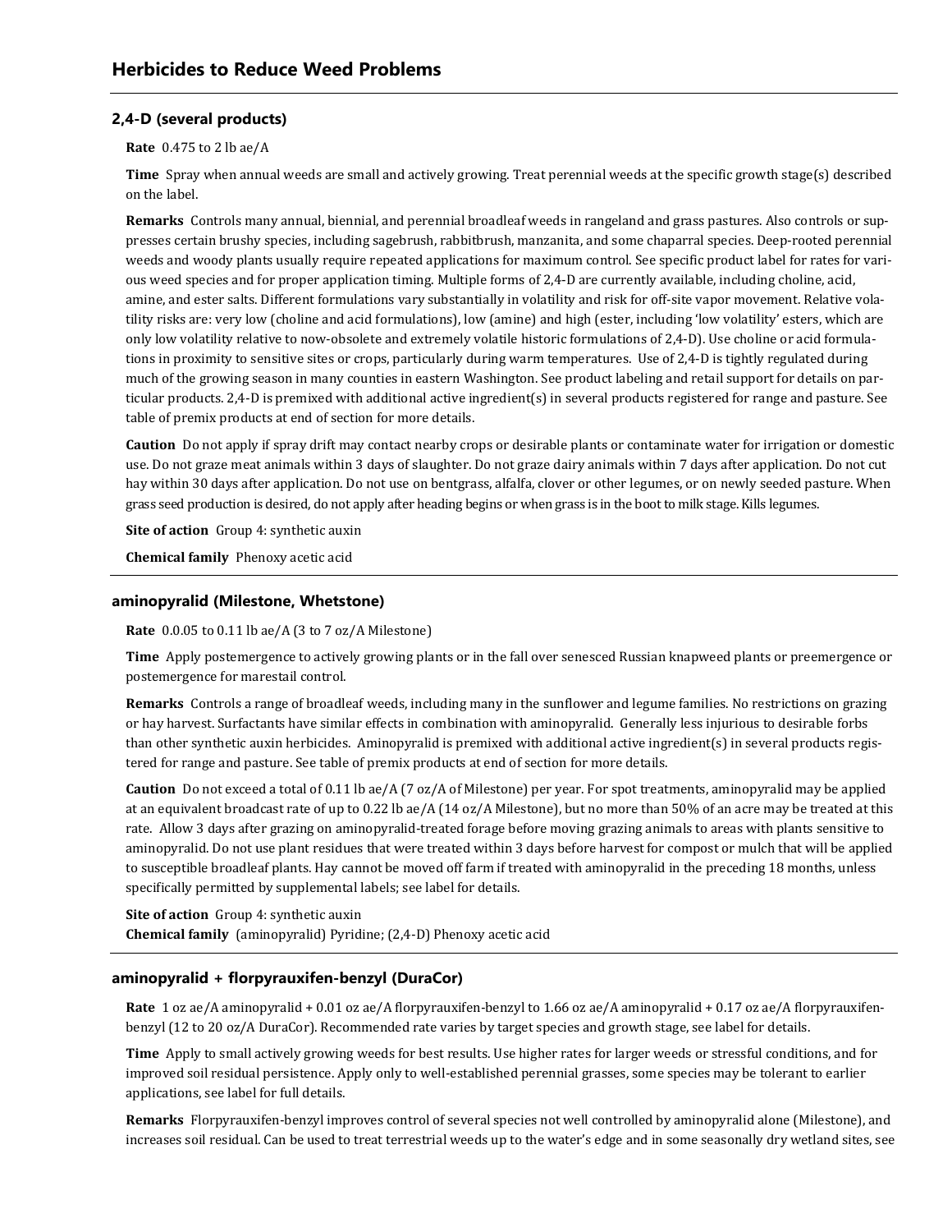# Herbicides to Reduce Weed Problems

### 2,4-D (several products)

**Rate** 0.475 to 2 lb ae/A

**Time** Spray when annual weeds are small and actively growing. Treat perennial weeds at the specific growth stage(s) described on the label.

**Remarks** Controls many annual, biennial, and perennial broadleaf weeds in rangeland and grass pastures. Also controls or suppresses certain brushy species, including sagebrush, rabbitbrush, manzanita, and some chaparral species. Deep-rooted perennial weeds and woody plants usually require repeated applications for maximum control. See specific product label for rates for various weed species and for proper application timing. Multiple forms of 2,4-D are currently available, including choline, acid, amine, and ester salts. Different formulations vary substantially in volatility and risk for off-site vapor movement. Relative volatility risks are: very low (choline and acid formulations), low (amine) and high (ester, including 'low volatility' esters, which are only low volatility relative to now-obsolete and extremely volatile historic formulations of 2,4-D). Use choline or acid formulations in proximity to sensitive sites or crops, particularly during warm temperatures. Use of 2,4-D is tightly regulated during much of the growing season in many counties in eastern Washington. See product labeling and retail support for details on particular products. 2,4-D is premixed with additional active ingredient(s) in several products registered for range and pasture. See table of premix products at end of section for more details.

**Caution** Do not apply if spray drift may contact nearby crops or desirable plants or contaminate water for irrigation or domestic use. Do not graze meat animals within 3 days of slaughter. Do not graze dairy animals within 7 days after application. Do not cut hay within 30 days after application. Do not use on bentgrass, alfalfa, clover or other legumes, or on newly seeded pasture. When grass seed production is desired, do not apply after heading begins or when grass is in the boot to milk stage. Kills legumes.

**Site of action** Group 4: synthetic auxin

**Chemical family** Phenoxy acetic acid

### aminopyralid (Milestone, Whetstone)

**Rate** 0.0.05 to 0.11 lb ae/A (3 to 7 oz/A Milestone)

**Time** Apply postemergence to actively growing plants or in the fall over senesced Russian knapweed plants or preemergence or postemergence for marestail control.

**Remarks** Controls a range of broadleaf weeds, including many in the sunflower and legume families. No restrictions on grazing or hay harvest. Surfactants have similar effects in combination with aminopyralid. Generally less injurious to desirable forbs than other synthetic auxin herbicides. Aminopyralid is premixed with additional active ingredient(s) in several products registered for range and pasture. See table of premix products at end of section for more details.

**Caution** Do not exceed a total of 0.11 lb ae/A (7 oz/A of Milestone) per year. For spot treatments, aminopyralid may be applied at an equivalent broadcast rate of up to 0.22 lb ae/A (14 oz/A Milestone), but no more than 50% of an acre may be treated at this rate. Allow 3 days after grazing on aminopyralid-treated forage before moving grazing animals to areas with plants sensitive to aminopyralid. Do not use plant residues that were treated within 3 days before harvest for compost or mulch that will be applied to susceptible broadleaf plants. Hay cannot be moved off farm if treated with aminopyralid in the preceding 18 months, unless specifically permitted by supplemental labels; see label for details.

**Site of action** Group 4: synthetic auxin

**Chemical family** (aminopyralid) Pyridine; (2,4-D) Phenoxy acetic acid

### aminopyralid + florpyrauxifen-benzyl (DuraCor)

**Rate** 1 oz ae/A aminopyralid + 0.01 oz ae/A florpyrauxifen-benzyl to 1.66 oz ae/A aminopyralid + 0.17 oz ae/A florpyrauxifen-benzyl (12 to 20 oz/A DuraCor). Recommended rate varies by target species and growth stage, see label for details.

**Time** Apply to small actively growing weeds for best results. Use higher rates for larger weeds or stressful conditions, and for improved soil residual persistence. Apply only to well-established perennial grasses, some species may be tolerant to earlier applications, see label for full details.

**Remarks** Florpyrauxifen-benzyl improves control of several species not well controlled by aminopyralid alone (Milestone), and increases soil residual. Can be used to treat terrestrial weeds up to the water's edge and in some seasonally dry wetland sites, see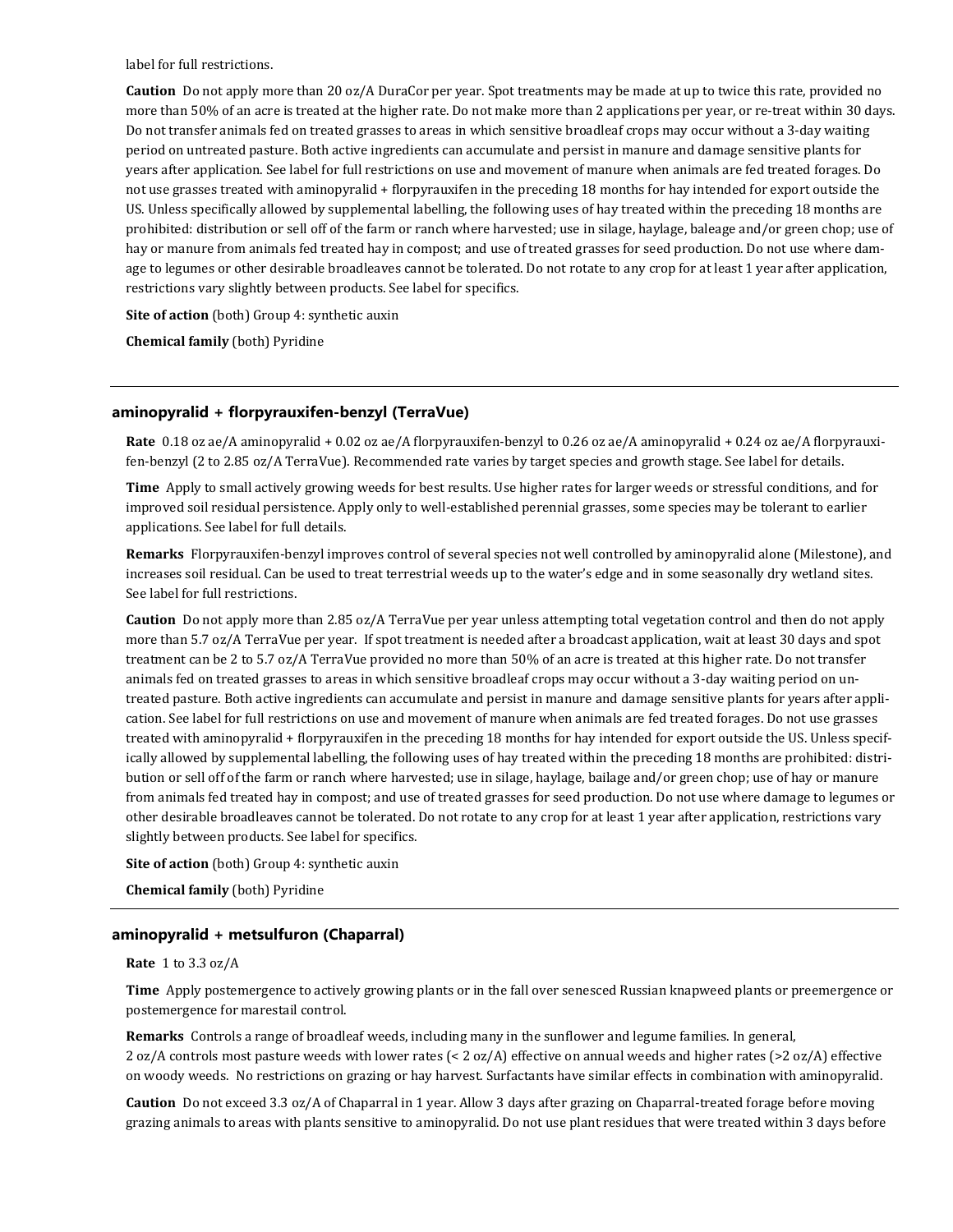label for full restrictions.

**Caution** Do not apply more than 20 oz/A DuraCor per year. Spot treatments may be made at up to twice this rate, provided no more than 50% of an acre is treated at the higher rate. Do not make more than 2 applications per year, or re-treat within 30 days. Do not transfer animals fed on treated grasses to areas in which sensitive broadleaf crops may occur without a 3-day waiting period on untreated pasture. Both active ingredients can accumulate and persist in manure and damage sensitive plants for years after application. See label for full restrictions on use and movement of manure when animals are fed treated forages. Do not use grasses treated with aminopyralid + florpyrauxifen in the preceding 18 months for hay intended for export outside the US. Unless specifically allowed by supplemental labelling, the following uses of hay treated within the preceding 18 months are prohibited: distribution or sell off of the farm or ranch where harvested; use in silage, haylage, baleage and/or green chop; use of hay or manure from animals fed treated hay in compost; and use of treated grasses for seed production. Do not use where damage to legumes or other desirable broadleaves cannot be tolerated. Do not rotate to any crop for at least 1 year after application, restrictions vary slightly between products. See label for specifics.

**Site of action** (both) Group 4: synthetic auxin

**Chemical family** (both) Pyridine

---

### aminopyralid + florpyrauxifen-benzyl (TerraVue)

**Rate** 0.18 oz ae/A aminopyralid + 0.02 oz ae/A florpyrauxifen-benzyl to 0.26 oz ae/A aminopyralid + 0.24 oz ae/A florpyrauxifen-benzyl (2 to 2.85 oz/A TerraVue). Recommended rate varies by target species and growth stage. See label for details.

**Time** Apply to small actively growing weeds for best results. Use higher rates for larger weeds or stressful conditions, and for improved soil residual persistence. Apply only to well-established perennial grasses, some species may be tolerant to earlier applications. See label for full details.

**Remarks** Florpyrauxifen-benzyl improves control of several species not well controlled by aminopyralid alone (Milestone), and increases soil residual. Can be used to treat terrestrial weeds up to the water's edge and in some seasonally dry wetland sites. See label for full restrictions.

**Caution** Do not apply more than 2.85 oz/A TerraVue per year unless attempting total vegetation control and then do not apply more than 5.7 oz/A TerraVue per year. If spot treatment is needed after a broadcast application, wait at least 30 days and spot treatment can be 2 to 5.7 oz/A TerraVue provided no more than 50% of an acre is treated at this higher rate. Do not transfer animals fed on treated grasses to areas in which sensitive broadleaf crops may occur without a 3-day waiting period on untreated pasture. Both active ingredients can accumulate and persist in manure and damage sensitive plants for years after application. See label for full restrictions on use and movement of manure when animals are fed treated forages. Do not use grasses treated with aminopyralid + florpyrauxifen in the preceding 18 months for hay intended for export outside the US. Unless specifically allowed by supplemental labelling, the following uses of hay treated within the preceding 18 months are prohibited: distribution or sell off of the farm or ranch where harvested; use in silage, haylage, bailage and/or green chop; use of hay or manure from animals fed treated hay in compost; and use of treated grasses for seed production. Do not use where damage to legumes or other desirable broadleaves cannot be tolerated. Do not rotate to any crop for at least 1 year after application, restrictions vary slightly between products. See label for specifics.

**Site of action** (both) Group 4: synthetic auxin

**Chemical family** (both) Pyridine

---

### aminopyralid + metsulfuron (Chaparral)

**Rate** 1 to 3.3 oz/A

**Time** Apply postemergence to actively growing plants or in the fall over senesced Russian knapweed plants or preemergence or postemergence for marestail control.

**Remarks** Controls a range of broadleaf weeds, including many in the sunflower and legume families. In general, 2 oz/A controls most pasture weeds with lower rates (< 2 oz/A) effective on annual weeds and higher rates (>2 oz/A) effective on woody weeds. No restrictions on grazing or hay harvest. Surfactants have similar effects in combination with aminopyralid.

**Caution** Do not exceed 3.3 oz/A of Chaparral in 1 year. Allow 3 days after grazing on Chaparral-treated forage before moving grazing animals to areas with plants sensitive to aminopyralid. Do not use plant residues that were treated within 3 days before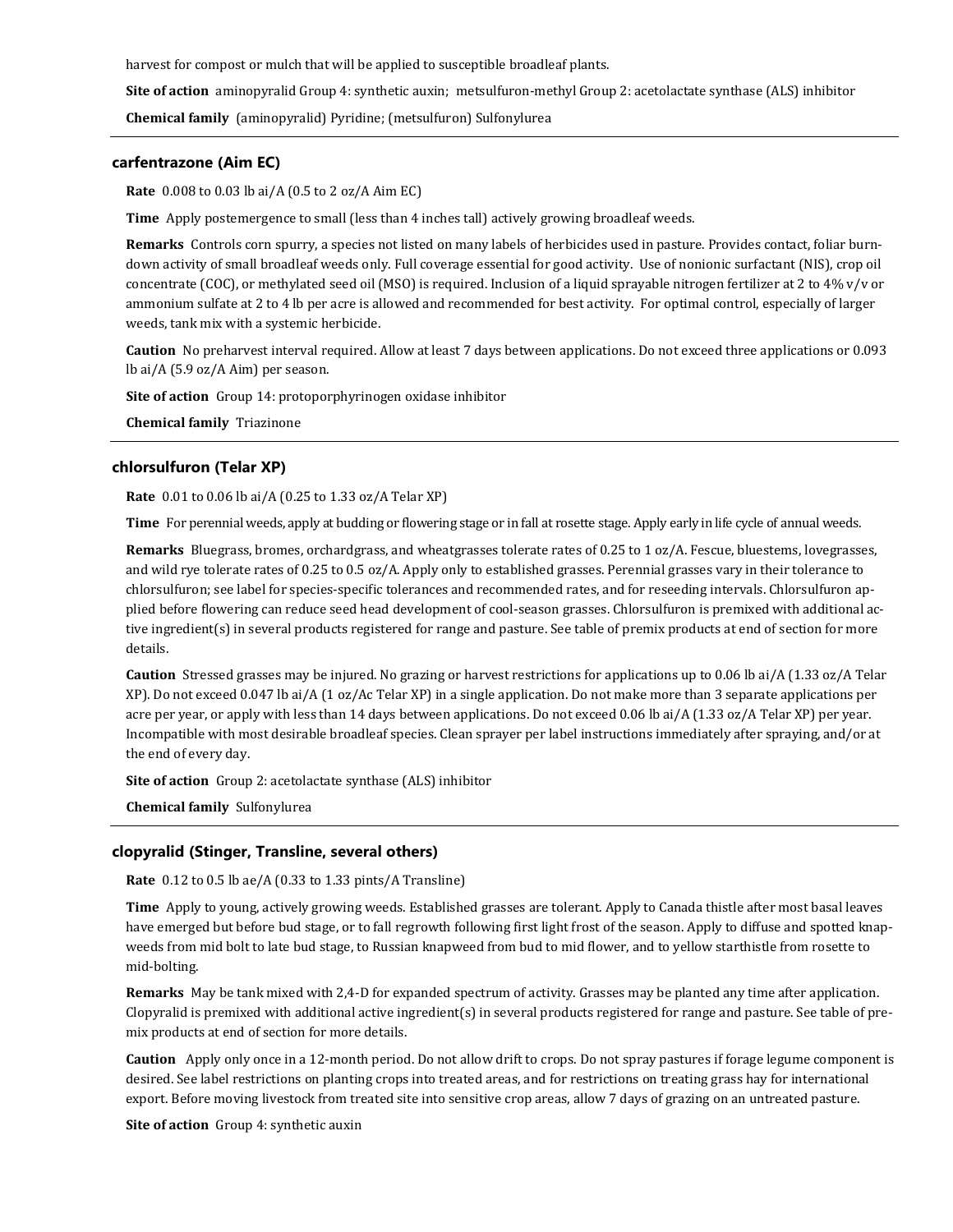harvest for compost or mulch that will be applied to susceptible broadleaf plants.

**Site of action** aminopyralid Group 4: synthetic auxin; metsulfuron-methyl Group 2: acetolactate synthase (ALS) inhibitor

**Chemical family** (aminopyralid) Pyridine; (metsulfuron) Sulfonylurea

---

### carfentrazone (Aim EC)

**Rate** 0.008 to 0.03 lb ai/A (0.5 to 2 oz/A Aim EC)

**Time** Apply postemergence to small (less than 4 inches tall) actively growing broadleaf weeds.

**Remarks** Controls corn spurry, a species not listed on many labels of herbicides used in pasture. Provides contact, foliar burndown activity of small broadleaf weeds only. Full coverage essential for good activity. Use of nonionic surfactant (NIS), crop oil concentrate (COC), or methylated seed oil (MSO) is required. Inclusion of a liquid sprayable nitrogen fertilizer at 2 to 4% v/v or ammonium sulfate at 2 to 4 lb per acre is allowed and recommended for best activity. For optimal control, especially of larger weeds, tank mix with a systemic herbicide.

**Caution** No preharvest interval required. Allow at least 7 days between applications. Do not exceed three applications or 0.093 lb ai/A (5.9 oz/A Aim) per season.

**Site of action** Group 14: protoporphyrinogen oxidase inhibitor

**Chemical family** Triazinone

---

### chlorsulfuron (Telar XP)

**Rate** 0.01 to 0.06 lb ai/A (0.25 to 1.33 oz/A Telar XP)

**Time** For perennial weeds, apply at budding or flowering stage or in fall at rosette stage. Apply early in life cycle of annual weeds.

**Remarks** Bluegrass, bromes, orchardgrass, and wheatgrasses tolerate rates of 0.25 to 1 oz/A. Fescue, bluestems, lovegrasses, and wild rye tolerate rates of 0.25 to 0.5 oz/A. Apply only to established grasses. Perennial grasses vary in their tolerance to chlorsulfuron; see label for species-specific tolerances and recommended rates, and for reseeding intervals. Chlorsulfuron applied before flowering can reduce seed head development of cool-season grasses. Chlorsulfuron is premixed with additional active ingredient(s) in several products registered for range and pasture. See table of premix products at end of section for more details.

**Caution** Stressed grasses may be injured. No grazing or harvest restrictions for applications up to 0.06 lb ai/A (1.33 oz/A Telar XP). Do not exceed 0.047 lb ai/A (1 oz/Ac Telar XP) in a single application. Do not make more than 3 separate applications per acre per year, or apply with less than 14 days between applications. Do not exceed 0.06 lb ai/A (1.33 oz/A Telar XP) per year. Incompatible with most desirable broadleaf species. Clean sprayer per label instructions immediately after spraying, and/or at the end of every day.

**Site of action** Group 2: acetolactate synthase (ALS) inhibitor

**Chemical family** Sulfonylurea

---

### clopyralid (Stinger, Transline, several others)

**Rate** 0.12 to 0.5 lb ae/A (0.33 to 1.33 pints/A Transline)

**Time** Apply to young, actively growing weeds. Established grasses are tolerant. Apply to Canada thistle after most basal leaves have emerged but before bud stage, or to fall regrowth following first light frost of the season. Apply to diffuse and spotted knapweeds from mid bolt to late bud stage, to Russian knapweed from bud to mid flower, and to yellow starthistle from rosette to mid-bolting.

**Remarks** May be tank mixed with 2,4-D for expanded spectrum of activity. Grasses may be planted any time after application. Clopyralid is premixed with additional active ingredient(s) in several products registered for range and pasture. See table of premix products at end of section for more details.

**Caution** Apply only once in a 12-month period. Do not allow drift to crops. Do not spray pastures if forage legume component is desired. See label restrictions on planting crops into treated areas, and for restrictions on treating grass hay for international export. Before moving livestock from treated site into sensitive crop areas, allow 7 days of grazing on an untreated pasture.

**Site of action** Group 4: synthetic auxin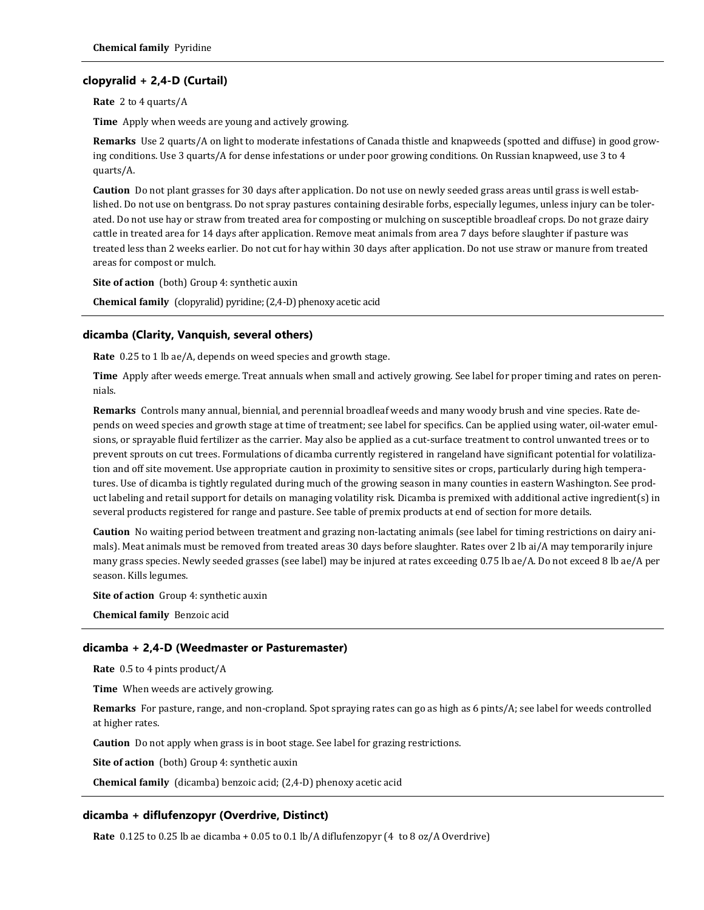**Chemical family** Pyridine

### clopyralid + 2,4-D (Curtail)

**Rate** 2 to 4 quarts/A

**Time** Apply when weeds are young and actively growing.

**Remarks** Use 2 quarts/A on light to moderate infestations of Canada thistle and knapweeds (spotted and diffuse) in good growing conditions. Use 3 quarts/A for dense infestations or under poor growing conditions. On Russian knapweed, use 3 to 4 quarts/A.

**Caution** Do not plant grasses for 30 days after application. Do not use on newly seeded grass areas until grass is well established. Do not use on bentgrass. Do not spray pastures containing desirable forbs, especially legumes, unless injury can be tolerated. Do not use hay or straw from treated area for composting or mulching on susceptible broadleaf crops. Do not graze dairy cattle in treated area for 14 days after application. Remove meat animals from area 7 days before slaughter if pasture was treated less than 2 weeks earlier. Do not cut for hay within 30 days after application. Do not use straw or manure from treated areas for compost or mulch.

**Site of action** (both) Group 4: synthetic auxin

**Chemical family** (clopyralid) pyridine; (2,4-D) phenoxy acetic acid

### dicamba (Clarity, Vanquish, several others)

**Rate** 0.25 to 1 lb ae/A, depends on weed species and growth stage.

**Time** Apply after weeds emerge. Treat annuals when small and actively growing. See label for proper timing and rates on perennials.

**Remarks** Controls many annual, biennial, and perennial broadleaf weeds and many woody brush and vine species. Rate depends on weed species and growth stage at time of treatment; see label for specifics. Can be applied using water, oil-water emulsions, or sprayable fluid fertilizer as the carrier. May also be applied as a cut-surface treatment to control unwanted trees or to prevent sprouts on cut trees. Formulations of dicamba currently registered in rangeland have significant potential for volatilization and off site movement. Use appropriate caution in proximity to sensitive sites or crops, particularly during high temperatures. Use of dicamba is tightly regulated during much of the growing season in many counties in eastern Washington. See product labeling and retail support for details on managing volatility risk. Dicamba is premixed with additional active ingredient(s) in several products registered for range and pasture. See table of premix products at end of section for more details.

**Caution** No waiting period between treatment and grazing non-lactating animals (see label for timing restrictions on dairy animals). Meat animals must be removed from treated areas 30 days before slaughter. Rates over 2 lb ai/A may temporarily injure many grass species. Newly seeded grasses (see label) may be injured at rates exceeding 0.75 lb ae/A. Do not exceed 8 lb ae/A per season. Kills legumes.

**Site of action** Group 4: synthetic auxin

**Chemical family** Benzoic acid

### dicamba + 2,4-D (Weedmaster or Pasturemaster)

**Rate** 0.5 to 4 pints product/A

**Time** When weeds are actively growing.

**Remarks** For pasture, range, and non-cropland. Spot spraying rates can go as high as 6 pints/A; see label for weeds controlled at higher rates.

**Caution** Do not apply when grass is in boot stage. See label for grazing restrictions.

**Site of action** (both) Group 4: synthetic auxin

**Chemical family** (dicamba) benzoic acid; (2,4-D) phenoxy acetic acid

### dicamba + diflufenzopyr (Overdrive, Distinct)

**Rate** 0.125 to 0.25 lb ae dicamba + 0.05 to 0.1 lb/A diflufenzopyr (4 to 8 oz/A Overdrive)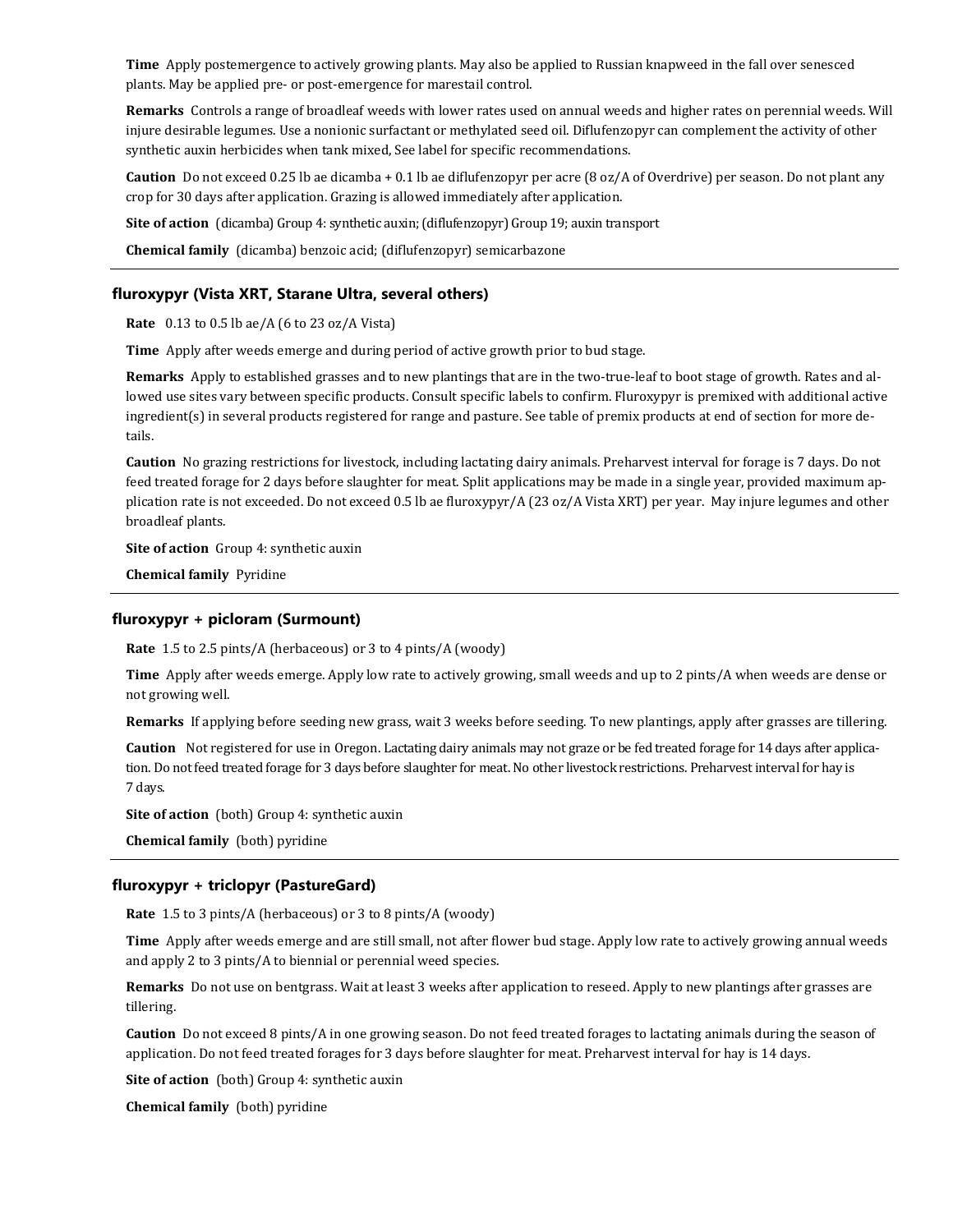**Time** Apply postemergence to actively growing plants. May also be applied to Russian knapweed in the fall over senesced plants. May be applied pre- or post-emergence for marestail control.

**Remarks** Controls a range of broadleaf weeds with lower rates used on annual weeds and higher rates on perennial weeds. Will injure desirable legumes. Use a nonionic surfactant or methylated seed oil. Diflufenzopyr can complement the activity of other synthetic auxin herbicides when tank mixed, See label for specific recommendations.

**Caution** Do not exceed 0.25 lb ae dicamba + 0.1 lb ae diflufenzopyr per acre (8 oz/A of Overdrive) per season. Do not plant any crop for 30 days after application. Grazing is allowed immediately after application.

**Site of action** (dicamba) Group 4: synthetic auxin; (diflufenzopyr) Group 19; auxin transport

**Chemical family** (dicamba) benzoic acid; (diflufenzopyr) semicarbazone

---

### fluroxypyr (Vista XRT, Starane Ultra, several others)

**Rate** 0.13 to 0.5 lb ae/A (6 to 23 oz/A Vista)

**Time** Apply after weeds emerge and during period of active growth prior to bud stage.

**Remarks** Apply to established grasses and to new plantings that are in the two-true-leaf to boot stage of growth. Rates and allowed use sites vary between specific products. Consult specific labels to confirm. Fluroxypyr is premixed with additional active ingredient(s) in several products registered for range and pasture. See table of premix products at end of section for more details.

**Caution** No grazing restrictions for livestock, including lactating dairy animals. Preharvest interval for forage is 7 days. Do not feed treated forage for 2 days before slaughter for meat. Split applications may be made in a single year, provided maximum application rate is not exceeded. Do not exceed 0.5 lb ae fluroxypyr/A (23 oz/A Vista XRT) per year. May injure legumes and other broadleaf plants.

**Site of action** Group 4: synthetic auxin

**Chemical family** Pyridine

---

### fluroxypyr + picloram (Surmount)

**Rate** 1.5 to 2.5 pints/A (herbaceous) or 3 to 4 pints/A (woody)

**Time** Apply after weeds emerge. Apply low rate to actively growing, small weeds and up to 2 pints/A when weeds are dense or not growing well.

**Remarks** If applying before seeding new grass, wait 3 weeks before seeding. To new plantings, apply after grasses are tillering.

**Caution** Not registered for use in Oregon. Lactating dairy animals may not graze or be fed treated forage for 14 days after application. Do not feed treated forage for 3 days before slaughter for meat. No other livestock restrictions. Preharvest interval for hay is 7 days.

**Site of action** (both) Group 4: synthetic auxin

**Chemical family** (both) pyridine

---

### fluroxypyr + triclopyr (PastureGard)

**Rate** 1.5 to 3 pints/A (herbaceous) or 3 to 8 pints/A (woody)

**Time** Apply after weeds emerge and are still small, not after flower bud stage. Apply low rate to actively growing annual weeds and apply 2 to 3 pints/A to biennial or perennial weed species.

**Remarks** Do not use on bentgrass. Wait at least 3 weeks after application to reseed. Apply to new plantings after grasses are tillering.

**Caution** Do not exceed 8 pints/A in one growing season. Do not feed treated forages to lactating animals during the season of application. Do not feed treated forages for 3 days before slaughter for meat. Preharvest interval for hay is 14 days.

**Site of action** (both) Group 4: synthetic auxin

**Chemical family** (both) pyridine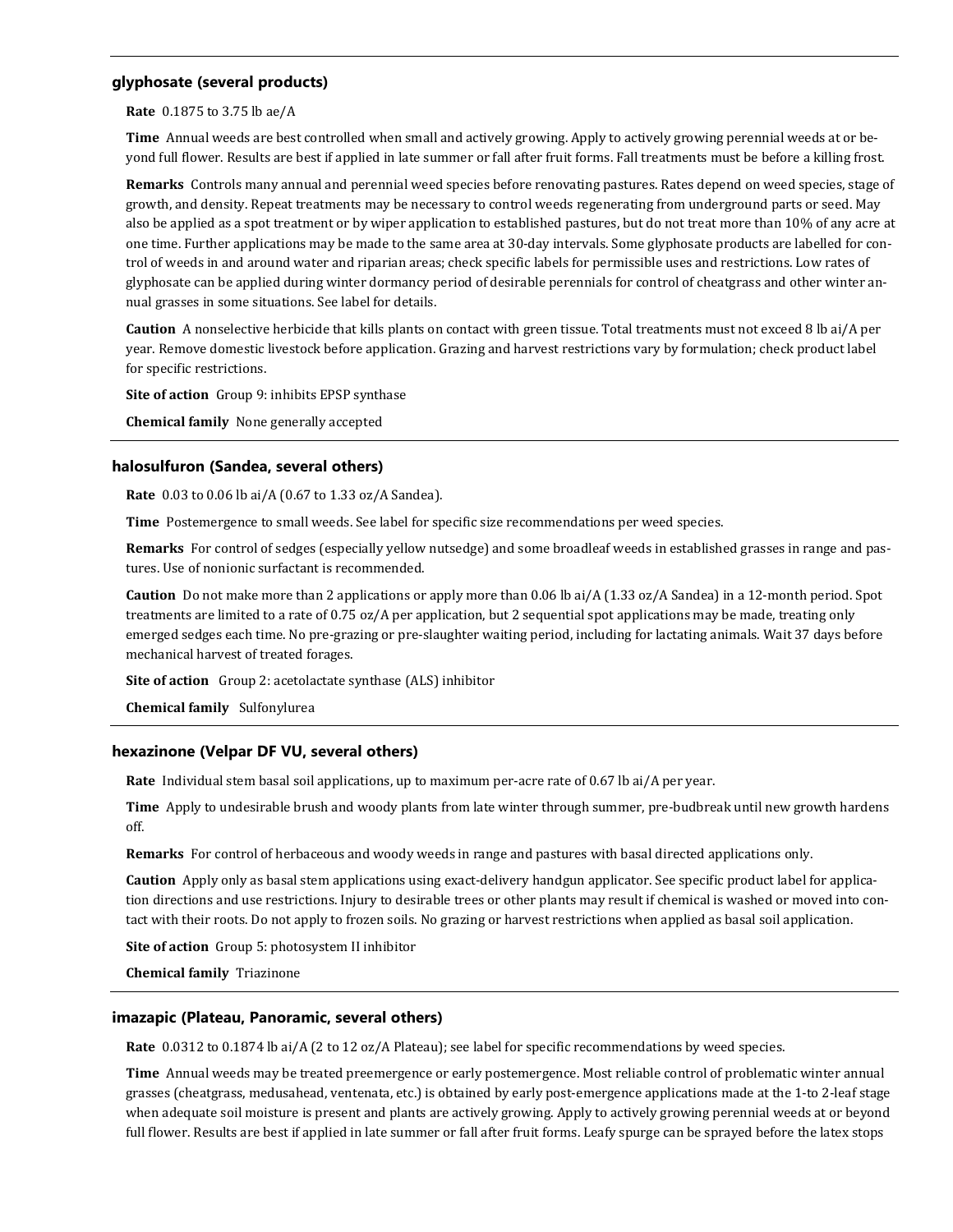### glyphosate (several products)

**Rate** 0.1875 to 3.75 lb ae/A

**Time** Annual weeds are best controlled when small and actively growing. Apply to actively growing perennial weeds at or beyond full flower. Results are best if applied in late summer or fall after fruit forms. Fall treatments must be before a killing frost.

**Remarks** Controls many annual and perennial weed species before renovating pastures. Rates depend on weed species, stage of growth, and density. Repeat treatments may be necessary to control weeds regenerating from underground parts or seed. May also be applied as a spot treatment or by wiper application to established pastures, but do not treat more than 10% of any acre at one time. Further applications may be made to the same area at 30-day intervals. Some glyphosate products are labelled for control of weeds in and around water and riparian areas; check specific labels for permissible uses and restrictions. Low rates of glyphosate can be applied during winter dormancy period of desirable perennials for control of cheatgrass and other winter annual grasses in some situations. See label for details.

**Caution** A nonselective herbicide that kills plants on contact with green tissue. Total treatments must not exceed 8 lb ai/A per year. Remove domestic livestock before application. Grazing and harvest restrictions vary by formulation; check product label for specific restrictions.

**Site of action** Group 9: inhibits EPSP synthase

**Chemical family** None generally accepted

### halosulfuron (Sandea, several others)

**Rate** 0.03 to 0.06 lb ai/A (0.67 to 1.33 oz/A Sandea).

**Time** Postemergence to small weeds. See label for specific size recommendations per weed species.

**Remarks** For control of sedges (especially yellow nutsedge) and some broadleaf weeds in established grasses in range and pastures. Use of nonionic surfactant is recommended.

**Caution** Do not make more than 2 applications or apply more than 0.06 lb ai/A (1.33 oz/A Sandea) in a 12-month period. Spot treatments are limited to a rate of 0.75 oz/A per application, but 2 sequential spot applications may be made, treating only emerged sedges each time. No pre-grazing or pre-slaughter waiting period, including for lactating animals. Wait 37 days before mechanical harvest of treated forages.

**Site of action** Group 2: acetolactate synthase (ALS) inhibitor

**Chemical family** Sulfonylurea

### hexazinone (Velpar DF VU, several others)

**Rate** Individual stem basal soil applications, up to maximum per-acre rate of 0.67 lb ai/A per year.

**Time** Apply to undesirable brush and woody plants from late winter through summer, pre-budbreak until new growth hardens off.

**Remarks** For control of herbaceous and woody weeds in range and pastures with basal directed applications only.

**Caution** Apply only as basal stem applications using exact-delivery handgun applicator. See specific product label for application directions and use restrictions. Injury to desirable trees or other plants may result if chemical is washed or moved into contact with their roots. Do not apply to frozen soils. No grazing or harvest restrictions when applied as basal soil application.

**Site of action** Group 5: photosystem II inhibitor

**Chemical family** Triazinone

### imazapic (Plateau, Panoramic, several others)

**Rate** 0.0312 to 0.1874 lb ai/A (2 to 12 oz/A Plateau); see label for specific recommendations by weed species.

**Time** Annual weeds may be treated preemergence or early postemergence. Most reliable control of problematic winter annual grasses (cheatgrass, medusahead, ventenata, etc.) is obtained by early post-emergence applications made at the 1-to 2-leaf stage when adequate soil moisture is present and plants are actively growing. Apply to actively growing perennial weeds at or beyond full flower. Results are best if applied in late summer or fall after fruit forms. Leafy spurge can be sprayed before the latex stops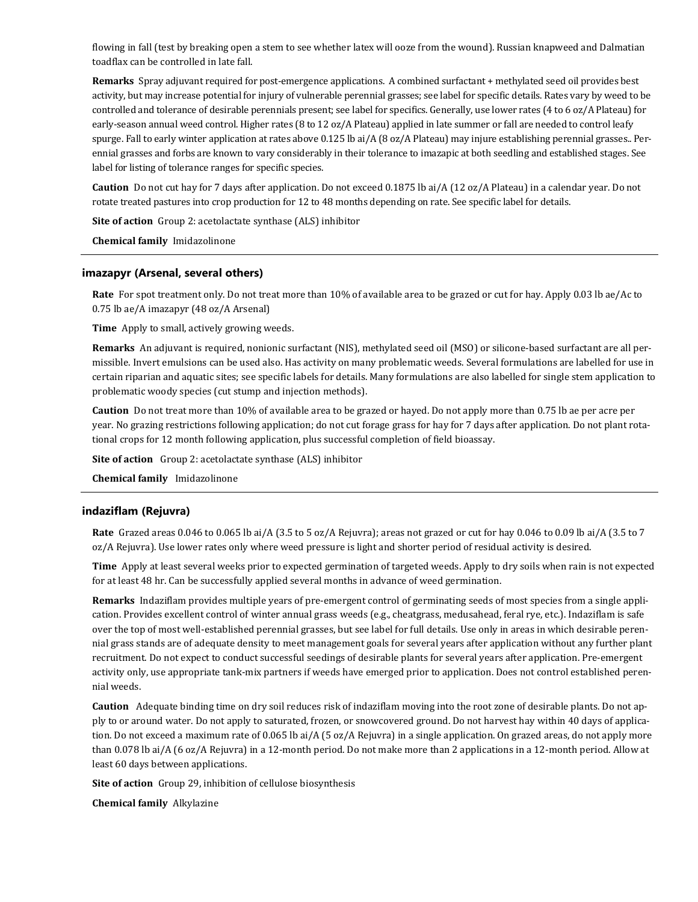flowing in fall (test by breaking open a stem to see whether latex will ooze from the wound). Russian knapweed and Dalmatian toadflax can be controlled in late fall.

**Remarks** Spray adjuvant required for post-emergence applications. A combined surfactant + methylated seed oil provides best activity, but may increase potential for injury of vulnerable perennial grasses; see label for specific details. Rates vary by weed to be controlled and tolerance of desirable perennials present; see label for specifics. Generally, use lower rates (4 to 6 oz/A Plateau) for early-season annual weed control. Higher rates (8 to 12 oz/A Plateau) applied in late summer or fall are needed to control leafy spurge. Fall to early winter application at rates above 0.125 lb ai/A (8 oz/A Plateau) may injure establishing perennial grasses.. Perennial grasses and forbs are known to vary considerably in their tolerance to imazapic at both seedling and established stages. See label for listing of tolerance ranges for specific species.

**Caution** Do not cut hay for 7 days after application. Do not exceed 0.1875 lb ai/A (12 oz/A Plateau) in a calendar year. Do not rotate treated pastures into crop production for 12 to 48 months depending on rate. See specific label for details.

**Site of action** Group 2: acetolactate synthase (ALS) inhibitor

**Chemical family** Imidazolinone

### imazapyr (Arsenal, several others)

**Rate** For spot treatment only. Do not treat more than 10% of available area to be grazed or cut for hay. Apply 0.03 lb ae/Ac to 0.75 lb ae/A imazapyr (48 oz/A Arsenal)

**Time** Apply to small, actively growing weeds.

**Remarks** An adjuvant is required, nonionic surfactant (NIS), methylated seed oil (MSO) or silicone-based surfactant are all permissible. Invert emulsions can be used also. Has activity on many problematic weeds. Several formulations are labelled for use in certain riparian and aquatic sites; see specific labels for details. Many formulations are also labelled for single stem application to problematic woody species (cut stump and injection methods).

**Caution** Do not treat more than 10% of available area to be grazed or hayed. Do not apply more than 0.75 lb ae per acre per year. No grazing restrictions following application; do not cut forage grass for hay for 7 days after application. Do not plant rotational crops for 12 month following application, plus successful completion of field bioassay.

**Site of action** Group 2: acetolactate synthase (ALS) inhibitor

**Chemical family** Imidazolinone

### indaziflam (Rejuvra)

**Rate** Grazed areas 0.046 to 0.065 lb ai/A (3.5 to 5 oz/A Rejuvra); areas not grazed or cut for hay 0.046 to 0.09 lb ai/A (3.5 to 7 oz/A Rejuvra). Use lower rates only where weed pressure is light and shorter period of residual activity is desired.

**Time** Apply at least several weeks prior to expected germination of targeted weeds. Apply to dry soils when rain is not expected for at least 48 hr. Can be successfully applied several months in advance of weed germination.

**Remarks** Indaziflam provides multiple years of pre-emergent control of germinating seeds of most species from a single application. Provides excellent control of winter annual grass weeds (e.g., cheatgrass, medusahead, feral rye, etc.). Indaziflam is safe over the top of most well-established perennial grasses, but see label for full details. Use only in areas in which desirable perennial grass stands are of adequate density to meet management goals for several years after application without any further plant recruitment. Do not expect to conduct successful seedings of desirable plants for several years after application. Pre-emergent activity only, use appropriate tank-mix partners if weeds have emerged prior to application. Does not control established perennial weeds.

**Caution** Adequate binding time on dry soil reduces risk of indaziflam moving into the root zone of desirable plants. Do not apply to or around water. Do not apply to saturated, frozen, or snowcovered ground. Do not harvest hay within 40 days of application. Do not exceed a maximum rate of 0.065 lb ai/A (5 oz/A Rejuvra) in a single application. On grazed areas, do not apply more than 0.078 lb ai/A (6 oz/A Rejuvra) in a 12-month period. Do not make more than 2 applications in a 12-month period. Allow at least 60 days between applications.

**Site of action** Group 29, inhibition of cellulose biosynthesis

**Chemical family** Alkylazine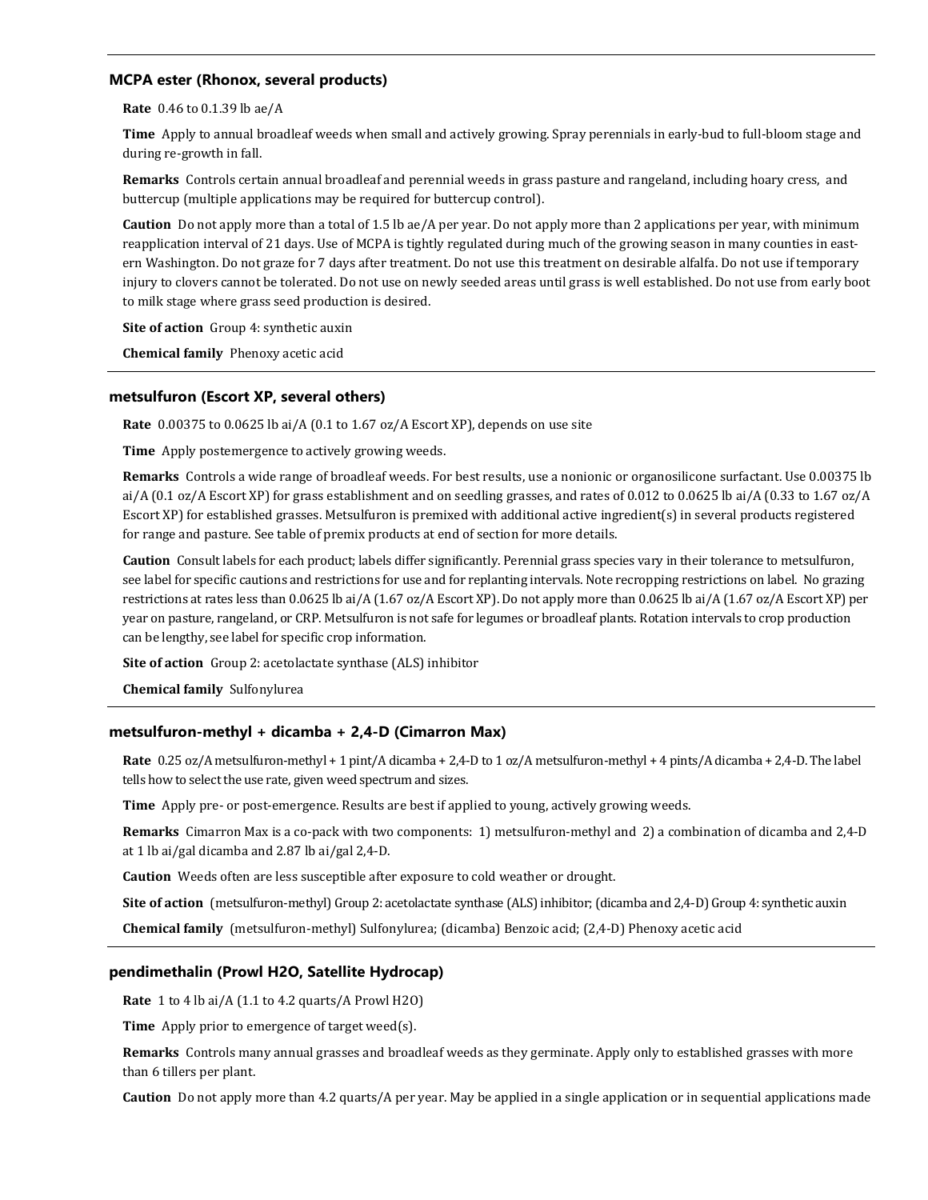### MCPA ester (Rhonox, several products)

**Rate** 0.46 to 0.1.39 lb ae/A

**Time** Apply to annual broadleaf weeds when small and actively growing. Spray perennials in early-bud to full-bloom stage and during re-growth in fall.

**Remarks** Controls certain annual broadleaf and perennial weeds in grass pasture and rangeland, including hoary cress, and buttercup (multiple applications may be required for buttercup control).

**Caution** Do not apply more than a total of 1.5 lb ae/A per year. Do not apply more than 2 applications per year, with minimum reapplication interval of 21 days. Use of MCPA is tightly regulated during much of the growing season in many counties in eastern Washington. Do not graze for 7 days after treatment. Do not use this treatment on desirable alfalfa. Do not use if temporary injury to clovers cannot be tolerated. Do not use on newly seeded areas until grass is well established. Do not use from early boot to milk stage where grass seed production is desired.

**Site of action** Group 4: synthetic auxin

**Chemical family** Phenoxy acetic acid

### metsulfuron (Escort XP, several others)

**Rate** 0.00375 to 0.0625 lb ai/A (0.1 to 1.67 oz/A Escort XP), depends on use site

**Time** Apply postemergence to actively growing weeds.

**Remarks** Controls a wide range of broadleaf weeds. For best results, use a nonionic or organosilicone surfactant. Use 0.00375 lb ai/A (0.1 oz/A Escort XP) for grass establishment and on seedling grasses, and rates of 0.012 to 0.0625 lb ai/A (0.33 to 1.67 oz/A Escort XP) for established grasses. Metsulfuron is premixed with additional active ingredient(s) in several products registered for range and pasture. See table of premix products at end of section for more details.

**Caution** Consult labels for each product; labels differ significantly. Perennial grass species vary in their tolerance to metsulfuron, see label for specific cautions and restrictions for use and for replanting intervals. Note recropping restrictions on label. No grazing restrictions at rates less than 0.0625 lb ai/A (1.67 oz/A Escort XP). Do not apply more than 0.0625 lb ai/A (1.67 oz/A Escort XP) per year on pasture, rangeland, or CRP. Metsulfuron is not safe for legumes or broadleaf plants. Rotation intervals to crop production can be lengthy, see label for specific crop information.

**Site of action** Group 2: acetolactate synthase (ALS) inhibitor

**Chemical family** Sulfonylurea

### metsulfuron-methyl + dicamba + 2,4-D (Cimarron Max)

**Rate** 0.25 oz/A metsulfuron-methyl + 1 pint/A dicamba + 2,4-D to 1 oz/A metsulfuron-methyl + 4 pints/A dicamba + 2,4-D. The label tells how to select the use rate, given weed spectrum and sizes.

**Time** Apply pre- or post-emergence. Results are best if applied to young, actively growing weeds.

**Remarks** Cimarron Max is a co-pack with two components: 1) metsulfuron-methyl and 2) a combination of dicamba and 2,4-D at 1 lb ai/gal dicamba and 2.87 lb ai/gal 2,4-D.

**Caution** Weeds often are less susceptible after exposure to cold weather or drought.

**Site of action** (metsulfuron-methyl) Group 2: acetolactate synthase (ALS) inhibitor; (dicamba and 2,4-D) Group 4: synthetic auxin

**Chemical family** (metsulfuron-methyl) Sulfonylurea; (dicamba) Benzoic acid; (2,4-D) Phenoxy acetic acid

### pendimethalin (Prowl H2O, Satellite Hydrocap)

**Rate** 1 to 4 lb ai/A (1.1 to 4.2 quarts/A Prowl H2O)

**Time** Apply prior to emergence of target weed(s).

**Remarks** Controls many annual grasses and broadleaf weeds as they germinate. Apply only to established grasses with more than 6 tillers per plant.

**Caution** Do not apply more than 4.2 quarts/A per year. May be applied in a single application or in sequential applications made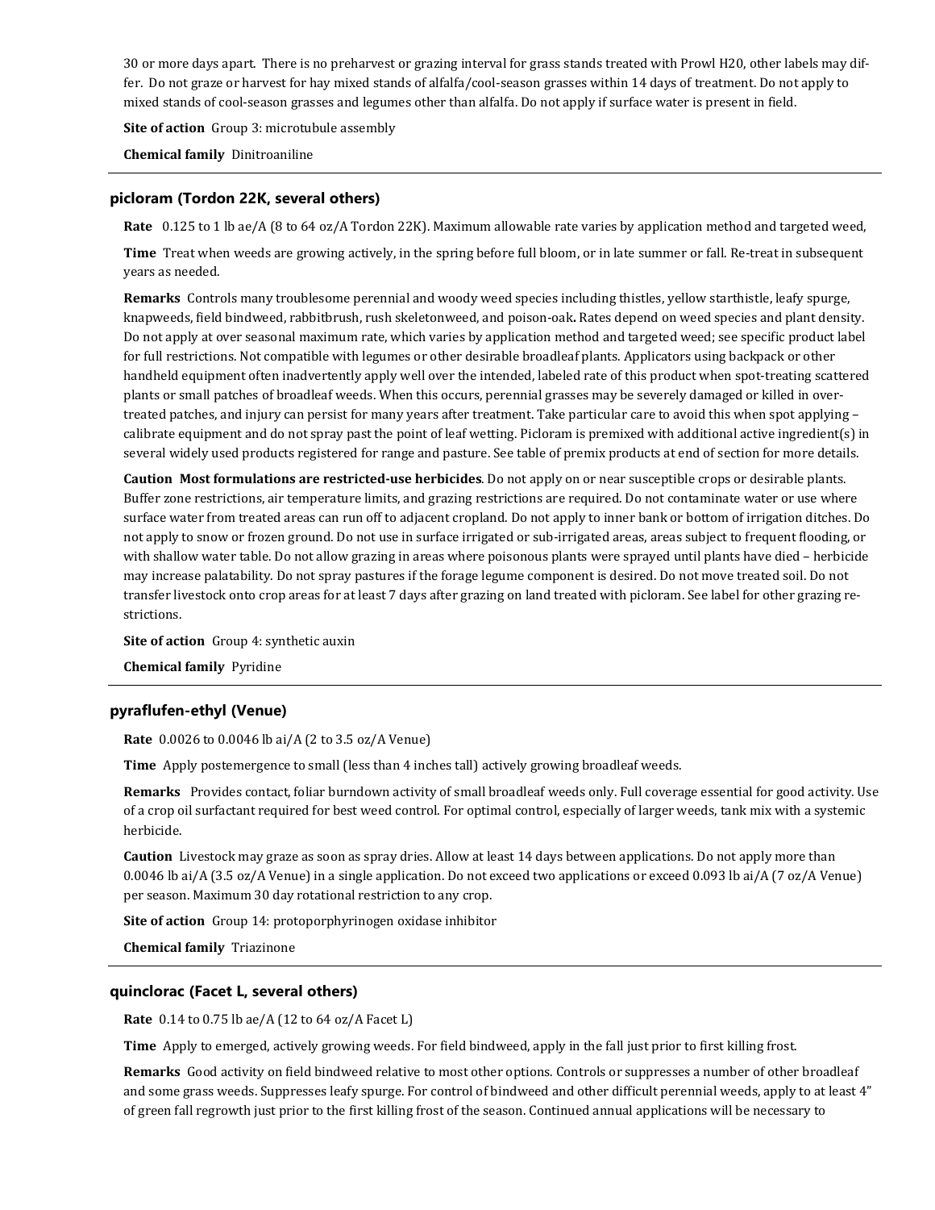30 or more days apart. There is no preharvest or grazing interval for grass stands treated with Prowl H20, other labels may differ. Do not graze or harvest for hay mixed stands of alfalfa/cool-season grasses within 14 days of treatment. Do not apply to mixed stands of cool-season grasses and legumes other than alfalfa. Do not apply if surface water is present in field.

**Site of action** Group 3: microtubule assembly

**Chemical family** Dinitroaniline

---

### picloram (Tordon 22K, several others)

**Rate** 0.125 to 1 lb ae/A (8 to 64 oz/A Tordon 22K). Maximum allowable rate varies by application method and targeted weed,

**Time** Treat when weeds are growing actively, in the spring before full bloom, or in late summer or fall. Re-treat in subsequent years as needed.

**Remarks** Controls many troublesome perennial and woody weed species including thistles, yellow starthistle, leafy spurge, knapweeds, field bindweed, rabbitbrush, rush skeletonweed, and poison-oak**.** Rates depend on weed species and plant density. Do not apply at over seasonal maximum rate, which varies by application method and targeted weed; see specific product label for full restrictions. Not compatible with legumes or other desirable broadleaf plants. Applicators using backpack or other handheld equipment often inadvertently apply well over the intended, labeled rate of this product when spot-treating scattered plants or small patches of broadleaf weeds. When this occurs, perennial grasses may be severely damaged or killed in over-treated patches, and injury can persist for many years after treatment. Take particular care to avoid this when spot applying – calibrate equipment and do not spray past the point of leaf wetting. Picloram is premixed with additional active ingredient(s) in several widely used products registered for range and pasture. See table of premix products at end of section for more details.

**Caution Most formulations are restricted-use herbicides**. Do not apply on or near susceptible crops or desirable plants. Buffer zone restrictions, air temperature limits, and grazing restrictions are required. Do not contaminate water or use where surface water from treated areas can run off to adjacent cropland. Do not apply to inner bank or bottom of irrigation ditches. Do not apply to snow or frozen ground. Do not use in surface irrigated or sub-irrigated areas, areas subject to frequent flooding, or with shallow water table. Do not allow grazing in areas where poisonous plants were sprayed until plants have died – herbicide may increase palatability. Do not spray pastures if the forage legume component is desired. Do not move treated soil. Do not transfer livestock onto crop areas for at least 7 days after grazing on land treated with picloram. See label for other grazing restrictions.

**Site of action** Group 4: synthetic auxin

**Chemical family** Pyridine

---

### pyraflufen-ethyl (Venue)

**Rate** 0.0026 to 0.0046 lb ai/A (2 to 3.5 oz/A Venue)

**Time** Apply postemergence to small (less than 4 inches tall) actively growing broadleaf weeds.

**Remarks** Provides contact, foliar burndown activity of small broadleaf weeds only. Full coverage essential for good activity. Use of a crop oil surfactant required for best weed control. For optimal control, especially of larger weeds, tank mix with a systemic herbicide.

**Caution** Livestock may graze as soon as spray dries. Allow at least 14 days between applications. Do not apply more than 0.0046 lb ai/A (3.5 oz/A Venue) in a single application. Do not exceed two applications or exceed 0.093 lb ai/A (7 oz/A Venue) per season. Maximum 30 day rotational restriction to any crop.

**Site of action** Group 14: protoporphyrinogen oxidase inhibitor

**Chemical family** Triazinone

---

### quinclorac (Facet L, several others)

**Rate** 0.14 to 0.75 lb ae/A (12 to 64 oz/A Facet L)

**Time** Apply to emerged, actively growing weeds. For field bindweed, apply in the fall just prior to first killing frost.

**Remarks** Good activity on field bindweed relative to most other options. Controls or suppresses a number of other broadleaf and some grass weeds. Suppresses leafy spurge. For control of bindweed and other difficult perennial weeds, apply to at least 4" of green fall regrowth just prior to the first killing frost of the season. Continued annual applications will be necessary to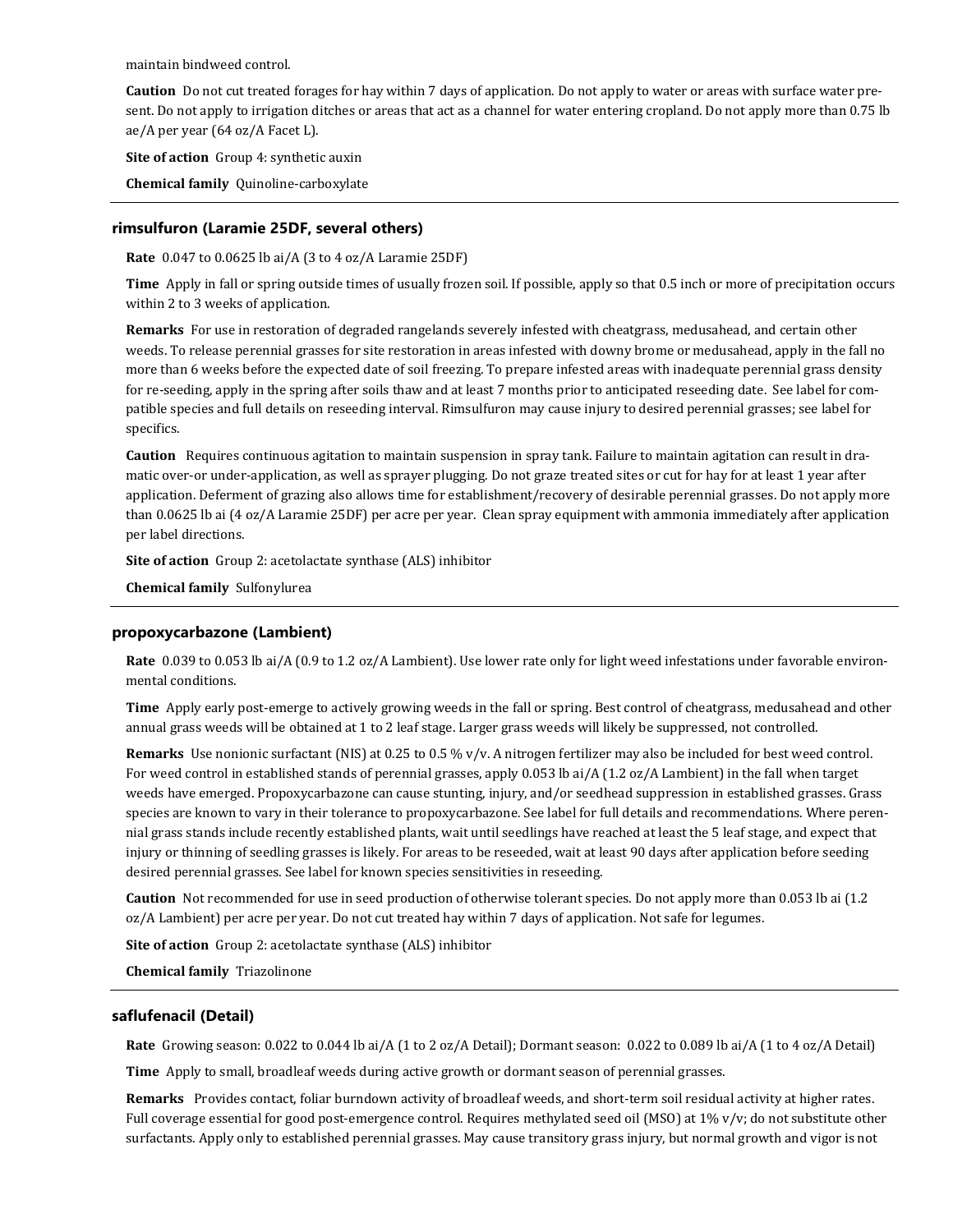maintain bindweed control.

**Caution** Do not cut treated forages for hay within 7 days of application. Do not apply to water or areas with surface water present. Do not apply to irrigation ditches or areas that act as a channel for water entering cropland. Do not apply more than 0.75 lb ae/A per year (64 oz/A Facet L).

**Site of action** Group 4: synthetic auxin

**Chemical family** Quinoline-carboxylate

---

### rimsulfuron (Laramie 25DF, several others)

**Rate** 0.047 to 0.0625 lb ai/A (3 to 4 oz/A Laramie 25DF)

**Time** Apply in fall or spring outside times of usually frozen soil. If possible, apply so that 0.5 inch or more of precipitation occurs within 2 to 3 weeks of application.

**Remarks** For use in restoration of degraded rangelands severely infested with cheatgrass, medusahead, and certain other weeds. To release perennial grasses for site restoration in areas infested with downy brome or medusahead, apply in the fall no more than 6 weeks before the expected date of soil freezing. To prepare infested areas with inadequate perennial grass density for re-seeding, apply in the spring after soils thaw and at least 7 months prior to anticipated reseeding date. See label for compatible species and full details on reseeding interval. Rimsulfuron may cause injury to desired perennial grasses; see label for specifics.

**Caution** Requires continuous agitation to maintain suspension in spray tank. Failure to maintain agitation can result in dramatic over-or under-application, as well as sprayer plugging. Do not graze treated sites or cut for hay for at least 1 year after application. Deferment of grazing also allows time for establishment/recovery of desirable perennial grasses. Do not apply more than 0.0625 lb ai (4 oz/A Laramie 25DF) per acre per year. Clean spray equipment with ammonia immediately after application per label directions.

**Site of action** Group 2: acetolactate synthase (ALS) inhibitor

**Chemical family** Sulfonylurea

---

### propoxycarbazone (Lambient)

**Rate** 0.039 to 0.053 lb ai/A (0.9 to 1.2 oz/A Lambient). Use lower rate only for light weed infestations under favorable environmental conditions.

**Time** Apply early post-emerge to actively growing weeds in the fall or spring. Best control of cheatgrass, medusahead and other annual grass weeds will be obtained at 1 to 2 leaf stage. Larger grass weeds will likely be suppressed, not controlled.

**Remarks** Use nonionic surfactant (NIS) at 0.25 to 0.5 % v/v. A nitrogen fertilizer may also be included for best weed control. For weed control in established stands of perennial grasses, apply 0.053 lb ai/A (1.2 oz/A Lambient) in the fall when target weeds have emerged. Propoxycarbazone can cause stunting, injury, and/or seedhead suppression in established grasses. Grass species are known to vary in their tolerance to propoxycarbazone. See label for full details and recommendations. Where perennial grass stands include recently established plants, wait until seedlings have reached at least the 5 leaf stage, and expect that injury or thinning of seedling grasses is likely. For areas to be reseeded, wait at least 90 days after application before seeding desired perennial grasses. See label for known species sensitivities in reseeding.

**Caution** Not recommended for use in seed production of otherwise tolerant species. Do not apply more than 0.053 lb ai (1.2 oz/A Lambient) per acre per year. Do not cut treated hay within 7 days of application. Not safe for legumes.

**Site of action** Group 2: acetolactate synthase (ALS) inhibitor

**Chemical family** Triazolinone

---

### saflufenacil (Detail)

**Rate** Growing season: 0.022 to 0.044 lb ai/A (1 to 2 oz/A Detail); Dormant season: 0.022 to 0.089 lb ai/A (1 to 4 oz/A Detail)

**Time** Apply to small, broadleaf weeds during active growth or dormant season of perennial grasses.

**Remarks** Provides contact, foliar burndown activity of broadleaf weeds, and short-term soil residual activity at higher rates. Full coverage essential for good post-emergence control. Requires methylated seed oil (MSO) at 1% v/v; do not substitute other surfactants. Apply only to established perennial grasses. May cause transitory grass injury, but normal growth and vigor is not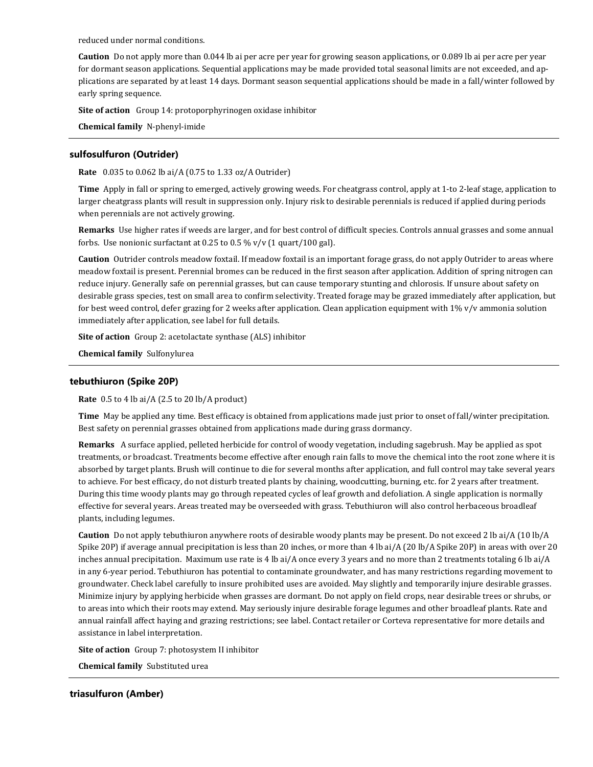reduced under normal conditions.

**Caution** Do not apply more than 0.044 lb ai per acre per year for growing season applications, or 0.089 lb ai per acre per year for dormant season applications. Sequential applications may be made provided total seasonal limits are not exceeded, and applications are separated by at least 14 days. Dormant season sequential applications should be made in a fall/winter followed by early spring sequence.

**Site of action** Group 14: protoporphyrinogen oxidase inhibitor

**Chemical family** N-phenyl-imide

---

### sulfosulfuron (Outrider)

**Rate** 0.035 to 0.062 lb ai/A (0.75 to 1.33 oz/A Outrider)

**Time** Apply in fall or spring to emerged, actively growing weeds. For cheatgrass control, apply at 1-to 2-leaf stage, application to larger cheatgrass plants will result in suppression only. Injury risk to desirable perennials is reduced if applied during periods when perennials are not actively growing.

**Remarks** Use higher rates if weeds are larger, and for best control of difficult species. Controls annual grasses and some annual forbs. Use nonionic surfactant at 0.25 to 0.5 % v/v (1 quart/100 gal).

**Caution** Outrider controls meadow foxtail. If meadow foxtail is an important forage grass, do not apply Outrider to areas where meadow foxtail is present. Perennial bromes can be reduced in the first season after application. Addition of spring nitrogen can reduce injury. Generally safe on perennial grasses, but can cause temporary stunting and chlorosis. If unsure about safety on desirable grass species, test on small area to confirm selectivity. Treated forage may be grazed immediately after application, but for best weed control, defer grazing for 2 weeks after application. Clean application equipment with 1% v/v ammonia solution immediately after application, see label for full details.

**Site of action** Group 2: acetolactate synthase (ALS) inhibitor

**Chemical family** Sulfonylurea

---

### tebuthiuron (Spike 20P)

**Rate** 0.5 to 4 lb ai/A (2.5 to 20 lb/A product)

**Time** May be applied any time. Best efficacy is obtained from applications made just prior to onset of fall/winter precipitation. Best safety on perennial grasses obtained from applications made during grass dormancy.

**Remarks** A surface applied, pelleted herbicide for control of woody vegetation, including sagebrush. May be applied as spot treatments, or broadcast. Treatments become effective after enough rain falls to move the chemical into the root zone where it is absorbed by target plants. Brush will continue to die for several months after application, and full control may take several years to achieve. For best efficacy, do not disturb treated plants by chaining, woodcutting, burning, etc. for 2 years after treatment. During this time woody plants may go through repeated cycles of leaf growth and defoliation. A single application is normally effective for several years. Areas treated may be overseeded with grass. Tebuthiuron will also control herbaceous broadleaf plants, including legumes.

**Caution** Do not apply tebuthiuron anywhere roots of desirable woody plants may be present. Do not exceed 2 lb ai/A (10 lb/A Spike 20P) if average annual precipitation is less than 20 inches, or more than 4 lb ai/A (20 lb/A Spike 20P) in areas with over 20 inches annual precipitation. Maximum use rate is 4 lb ai/A once every 3 years and no more than 2 treatments totaling 6 lb ai/A in any 6-year period. Tebuthiuron has potential to contaminate groundwater, and has many restrictions regarding movement to groundwater. Check label carefully to insure prohibited uses are avoided. May slightly and temporarily injure desirable grasses. Minimize injury by applying herbicide when grasses are dormant. Do not apply on field crops, near desirable trees or shrubs, or to areas into which their roots may extend. May seriously injure desirable forage legumes and other broadleaf plants. Rate and annual rainfall affect haying and grazing restrictions; see label. Contact retailer or Corteva representative for more details and assistance in label interpretation.

**Site of action** Group 7: photosystem II inhibitor

**Chemical family** Substituted urea

---

### triasulfuron (Amber)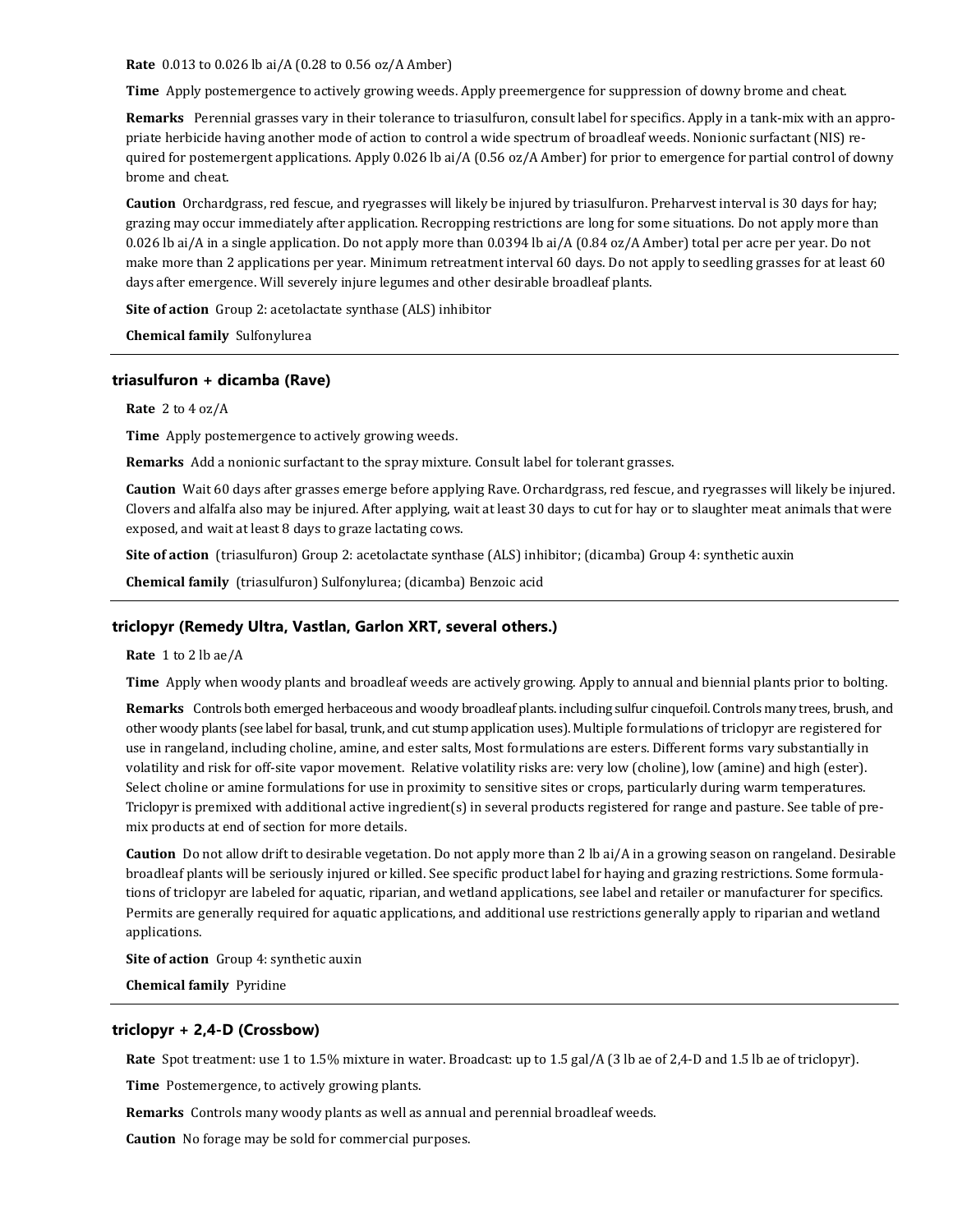**Rate** 0.013 to 0.026 lb ai/A (0.28 to 0.56 oz/A Amber)

**Time** Apply postemergence to actively growing weeds. Apply preemergence for suppression of downy brome and cheat.

**Remarks** Perennial grasses vary in their tolerance to triasulfuron, consult label for specifics. Apply in a tank-mix with an appropriate herbicide having another mode of action to control a wide spectrum of broadleaf weeds. Nonionic surfactant (NIS) required for postemergent applications. Apply 0.026 lb ai/A (0.56 oz/A Amber) for prior to emergence for partial control of downy brome and cheat.

**Caution** Orchardgrass, red fescue, and ryegrasses will likely be injured by triasulfuron. Preharvest interval is 30 days for hay; grazing may occur immediately after application. Recropping restrictions are long for some situations. Do not apply more than 0.026 lb ai/A in a single application. Do not apply more than 0.0394 lb ai/A (0.84 oz/A Amber) total per acre per year. Do not make more than 2 applications per year. Minimum retreatment interval 60 days. Do not apply to seedling grasses for at least 60 days after emergence. Will severely injure legumes and other desirable broadleaf plants.

**Site of action** Group 2: acetolactate synthase (ALS) inhibitor

**Chemical family** Sulfonylurea

---

### triasulfuron + dicamba (Rave)

**Rate** 2 to 4 oz/A

**Time** Apply postemergence to actively growing weeds.

**Remarks** Add a nonionic surfactant to the spray mixture. Consult label for tolerant grasses.

**Caution** Wait 60 days after grasses emerge before applying Rave. Orchardgrass, red fescue, and ryegrasses will likely be injured. Clovers and alfalfa also may be injured. After applying, wait at least 30 days to cut for hay or to slaughter meat animals that were exposed, and wait at least 8 days to graze lactating cows.

**Site of action** (triasulfuron) Group 2: acetolactate synthase (ALS) inhibitor; (dicamba) Group 4: synthetic auxin

**Chemical family** (triasulfuron) Sulfonylurea; (dicamba) Benzoic acid

---

### triclopyr (Remedy Ultra, Vastlan, Garlon XRT, several others.)

**Rate** 1 to 2 lb ae/A

**Time** Apply when woody plants and broadleaf weeds are actively growing. Apply to annual and biennial plants prior to bolting.

**Remarks** Controls both emerged herbaceous and woody broadleaf plants. including sulfur cinquefoil. Controls many trees, brush, and other woody plants (see label for basal, trunk, and cut stump application uses). Multiple formulations of triclopyr are registered for use in rangeland, including choline, amine, and ester salts, Most formulations are esters. Different forms vary substantially in volatility and risk for off-site vapor movement. Relative volatility risks are: very low (choline), low (amine) and high (ester). Select choline or amine formulations for use in proximity to sensitive sites or crops, particularly during warm temperatures. Triclopyr is premixed with additional active ingredient(s) in several products registered for range and pasture. See table of premix products at end of section for more details.

**Caution** Do not allow drift to desirable vegetation. Do not apply more than 2 lb ai/A in a growing season on rangeland. Desirable broadleaf plants will be seriously injured or killed. See specific product label for haying and grazing restrictions. Some formulations of triclopyr are labeled for aquatic, riparian, and wetland applications, see label and retailer or manufacturer for specifics. Permits are generally required for aquatic applications, and additional use restrictions generally apply to riparian and wetland applications.

**Site of action** Group 4: synthetic auxin

**Chemical family** Pyridine

---

### triclopyr + 2,4-D (Crossbow)

**Rate** Spot treatment: use 1 to 1.5% mixture in water. Broadcast: up to 1.5 gal/A (3 lb ae of 2,4-D and 1.5 lb ae of triclopyr).

**Time** Postemergence, to actively growing plants.

**Remarks** Controls many woody plants as well as annual and perennial broadleaf weeds.

**Caution** No forage may be sold for commercial purposes.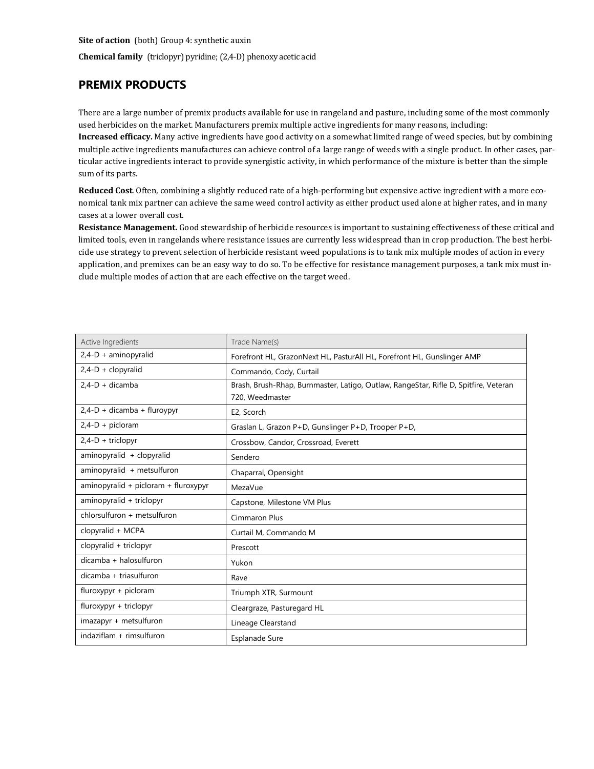**Site of action** (both) Group 4: synthetic auxin

**Chemical family** (triclopyr) pyridine; (2,4-D) phenoxy acetic acid

## PREMIX PRODUCTS

There are a large number of premix products available for use in rangeland and pasture, including some of the most commonly used herbicides on the market. Manufacturers premix multiple active ingredients for many reasons, including:
**Increased efficacy.** Many active ingredients have good activity on a somewhat limited range of weed species, but by combining multiple active ingredients manufactures can achieve control of a large range of weeds with a single product. In other cases, particular active ingredients interact to provide synergistic activity, in which performance of the mixture is better than the simple sum of its parts.

**Reduced Cost**. Often, combining a slightly reduced rate of a high-performing but expensive active ingredient with a more economical tank mix partner can achieve the same weed control activity as either product used alone at higher rates, and in many cases at a lower overall cost.
**Resistance Management.** Good stewardship of herbicide resources is important to sustaining effectiveness of these critical and limited tools, even in rangelands where resistance issues are currently less widespread than in crop production. The best herbicide use strategy to prevent selection of herbicide resistant weed populations is to tank mix multiple modes of action in every application, and premixes can be an easy way to do so. To be effective for resistance management purposes, a tank mix must include multiple modes of action that are each effective on the target weed.

| Active Ingredients | Trade Name(s) |
|---|---|
| 2,4-D + aminopyralid | Forefront HL, GrazonNext HL, PasturAll HL, Forefront HL, Gunslinger AMP |
| 2,4-D + clopyralid | Commando, Cody, Curtail |
| 2,4-D + dicamba | Brash, Brush-Rhap, Burnmaster, Latigo, Outlaw, RangeStar, Rifle D, Spitfire, Veteran 720, Weedmaster |
| 2,4-D + dicamba + fluroypyr | E2, Scorch |
| 2,4-D + picloram | Graslan L, Grazon P+D, Gunslinger P+D, Trooper P+D, |
| 2,4-D + triclopyr | Crossbow, Candor, Crossroad, Everett |
| aminopyralid + clopyralid | Sendero |
| aminopyralid + metsulfuron | Chaparral, Opensight |
| aminopyralid + picloram + fluroxypyr | MezaVue |
| aminopyralid + triclopyr | Capstone, Milestone VM Plus |
| chlorsulfuron + metsulfuron | Cimmaron Plus |
| clopyralid + MCPA | Curtail M, Commando M |
| clopyralid + triclopyr | Prescott |
| dicamba + halosulfuron | Yukon |
| dicamba + triasulfuron | Rave |
| fluroxypyr + picloram | Triumph XTR, Surmount |
| fluroxypyr + triclopyr | Cleargraze, Pasturegard HL |
| imazapyr + metsulfuron | Lineage Clearstand |
| indaziflam + rimsulfuron | Esplanade Sure |